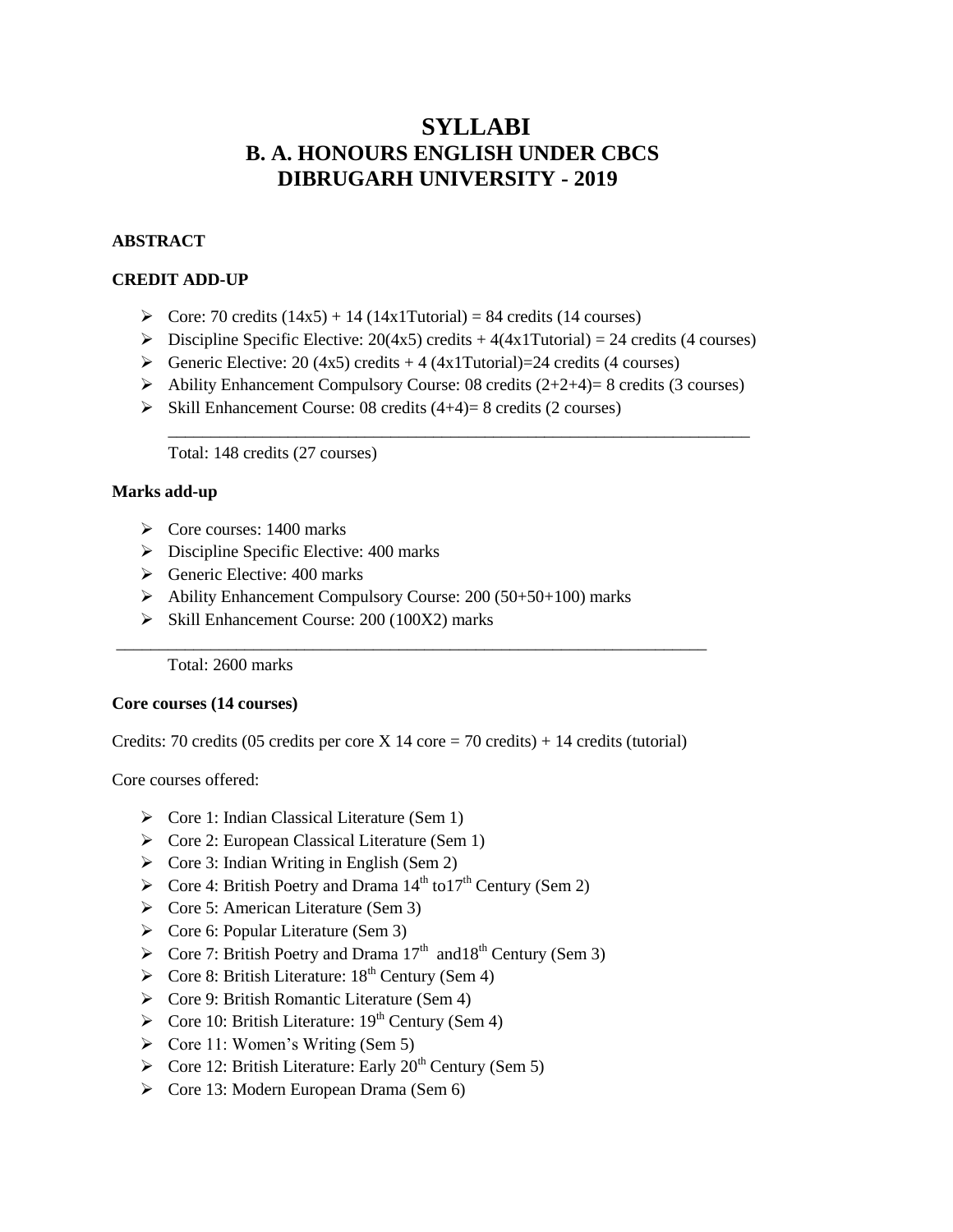# SYLLABI
# B. A. HONOURS ENGLISH UNDER CBCS
# DIBRUGARH UNIVERSITY - 2019

**ABSTRACT**

**CREDIT ADD-UP**

- Core: 70 credits (14x5) + 14 (14x1Tutorial) = 84 credits (14 courses)
- Discipline Specific Elective: 20(4x5) credits + 4(4x1Tutorial) = 24 credits (4 courses)
- Generic Elective: 20 (4x5) credits + 4 (4x1Tutorial)=24 credits (4 courses)
- Ability Enhancement Compulsory Course: 08 credits (2+2+4)= 8 credits (3 courses)
- Skill Enhancement Course: 08 credits (4+4)= 8 credits (2 courses)

---

Total: 148 credits (27 courses)

**Marks add-up**

- Core courses: 1400 marks
- Discipline Specific Elective: 400 marks
- Generic Elective: 400 marks
- Ability Enhancement Compulsory Course: 200 (50+50+100) marks
- Skill Enhancement Course: 200 (100X2) marks

---

Total: 2600 marks

**Core courses (14 courses)**

Credits: 70 credits (05 credits per core X 14 core = 70 credits) + 14 credits (tutorial)

Core courses offered:

- Core 1: Indian Classical Literature (Sem 1)
- Core 2: European Classical Literature (Sem 1)
- Core 3: Indian Writing in English (Sem 2)
- Core 4: British Poetry and Drama 14th to17th Century (Sem 2)
- Core 5: American Literature (Sem 3)
- Core 6: Popular Literature (Sem 3)
- Core 7: British Poetry and Drama 17th and18th Century (Sem 3)
- Core 8: British Literature: 18th Century (Sem 4)
- Core 9: British Romantic Literature (Sem 4)
- Core 10: British Literature: 19th Century (Sem 4)
- Core 11: Women's Writing (Sem 5)
- Core 12: British Literature: Early 20th Century (Sem 5)
- Core 13: Modern European Drama (Sem 6)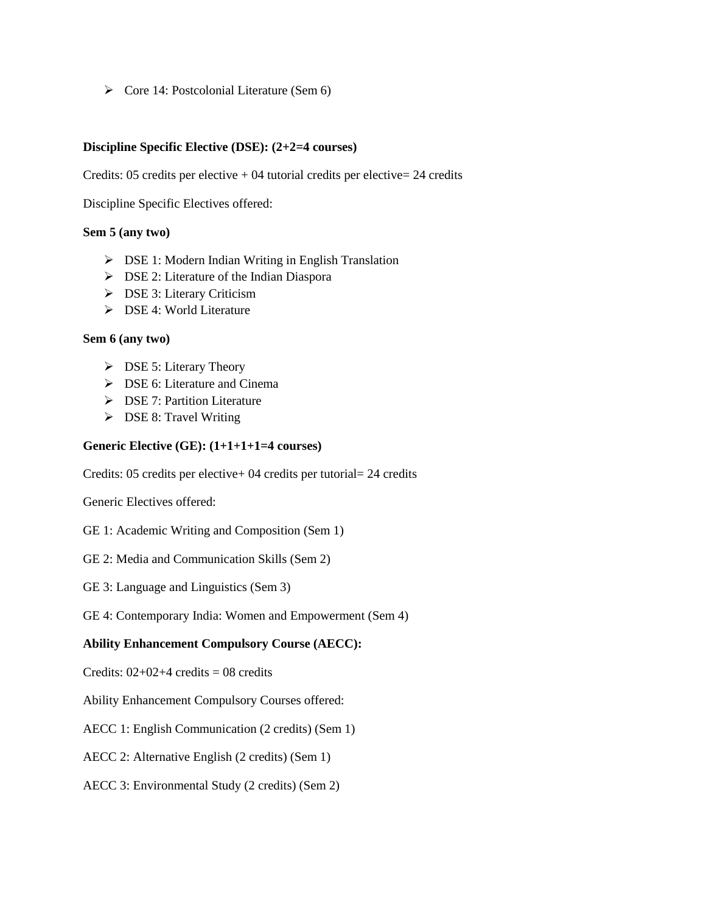- Core 14: Postcolonial Literature (Sem 6)

**Discipline Specific Elective (DSE): (2+2=4 courses)**

Credits: 05 credits per elective + 04 tutorial credits per elective= 24 credits

Discipline Specific Electives offered:

**Sem 5 (any two)**

- DSE 1: Modern Indian Writing in English Translation
- DSE 2: Literature of the Indian Diaspora
- DSE 3: Literary Criticism
- DSE 4: World Literature

**Sem 6 (any two)**

- DSE 5: Literary Theory
- DSE 6: Literature and Cinema
- DSE 7: Partition Literature
- DSE 8: Travel Writing

**Generic Elective (GE): (1+1+1+1=4 courses)**

Credits: 05 credits per elective+ 04 credits per tutorial= 24 credits

Generic Electives offered:

GE 1: Academic Writing and Composition (Sem 1)

GE 2: Media and Communication Skills (Sem 2)

GE 3: Language and Linguistics (Sem 3)

GE 4: Contemporary India: Women and Empowerment (Sem 4)

**Ability Enhancement Compulsory Course (AECC):**

Credits: 02+02+4 credits = 08 credits

Ability Enhancement Compulsory Courses offered:

AECC 1: English Communication (2 credits) (Sem 1)

AECC 2: Alternative English (2 credits) (Sem 1)

AECC 3: Environmental Study (2 credits) (Sem 2)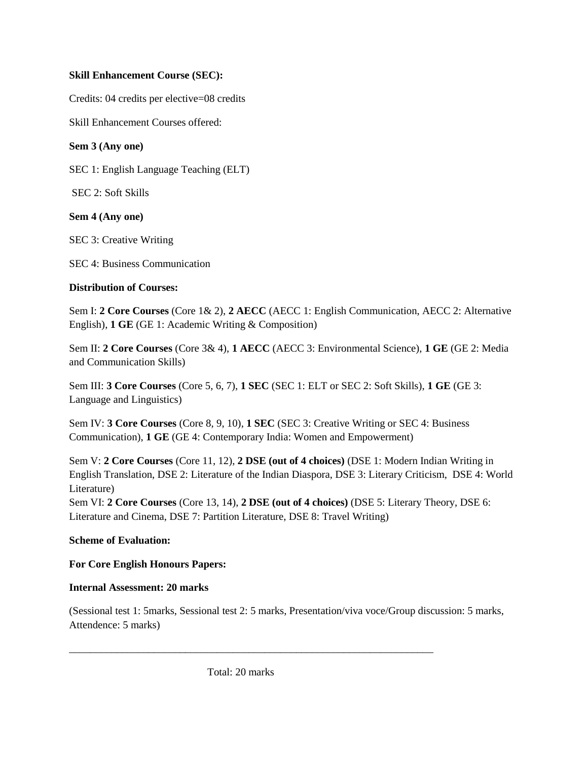**Skill Enhancement Course (SEC):**

Credits: 04 credits per elective=08 credits

Skill Enhancement Courses offered:

**Sem 3 (Any one)**

SEC 1: English Language Teaching (ELT)

SEC 2: Soft Skills

**Sem 4 (Any one)**

SEC 3: Creative Writing

SEC 4: Business Communication

**Distribution of Courses:**

Sem I: **2 Core Courses** (Core 1& 2), **2 AECC** (AECC 1: English Communication, AECC 2: Alternative English), **1 GE** (GE 1: Academic Writing & Composition)

Sem II: **2 Core Courses** (Core 3& 4), **1 AECC** (AECC 3: Environmental Science), **1 GE** (GE 2: Media and Communication Skills)

Sem III: **3 Core Courses** (Core 5, 6, 7), **1 SEC** (SEC 1: ELT or SEC 2: Soft Skills), **1 GE** (GE 3: Language and Linguistics)

Sem IV: **3 Core Courses** (Core 8, 9, 10), **1 SEC** (SEC 3: Creative Writing or SEC 4: Business Communication), **1 GE** (GE 4: Contemporary India: Women and Empowerment)

Sem V: **2 Core Courses** (Core 11, 12), **2 DSE (out of 4 choices)** (DSE 1: Modern Indian Writing in English Translation, DSE 2: Literature of the Indian Diaspora, DSE 3: Literary Criticism, DSE 4: World Literature)

Sem VI: **2 Core Courses** (Core 13, 14), **2 DSE (out of 4 choices)** (DSE 5: Literary Theory, DSE 6: Literature and Cinema, DSE 7: Partition Literature, DSE 8: Travel Writing)

**Scheme of Evaluation:**

**For Core English Honours Papers:**

**Internal Assessment: 20 marks**

(Sessional test 1: 5marks, Sessional test 2: 5 marks, Presentation/viva voce/Group discussion: 5 marks, Attendence: 5 marks)

---

Total: 20 marks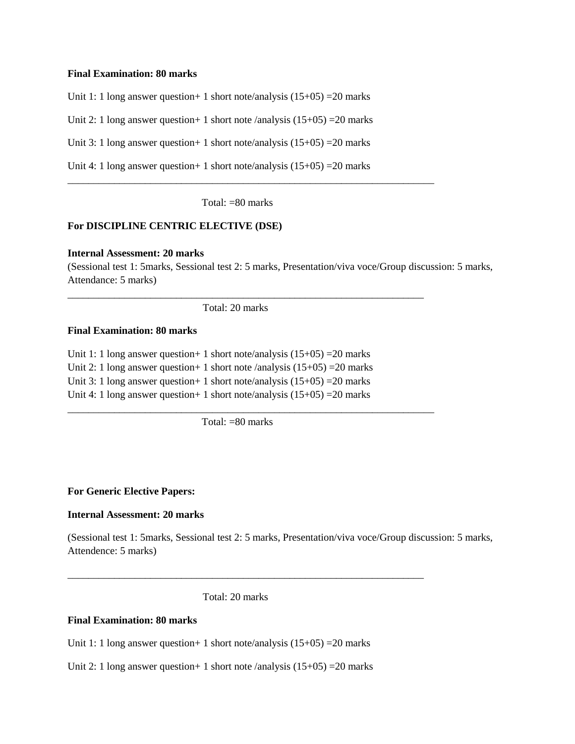**Final Examination: 80 marks**

Unit 1: 1 long answer question+ 1 short note/analysis (15+05) =20 marks

Unit 2: 1 long answer question+ 1 short note /analysis (15+05) =20 marks

Unit 3: 1 long answer question+ 1 short note/analysis (15+05) =20 marks

Unit 4: 1 long answer question+ 1 short note/analysis (15+05) =20 marks

---

Total: =80 marks

**For DISCIPLINE CENTRIC ELECTIVE (DSE)**

**Internal Assessment: 20 marks**
(Sessional test 1: 5marks, Sessional test 2: 5 marks, Presentation/viva voce/Group discussion: 5 marks, Attendance: 5 marks)

---

Total: 20 marks

**Final Examination: 80 marks**

Unit 1: 1 long answer question+ 1 short note/analysis (15+05) =20 marks
Unit 2: 1 long answer question+ 1 short note /analysis (15+05) =20 marks
Unit 3: 1 long answer question+ 1 short note/analysis (15+05) =20 marks
Unit 4: 1 long answer question+ 1 short note/analysis (15+05) =20 marks

---

Total: =80 marks

**For Generic Elective Papers:**

**Internal Assessment: 20 marks**

(Sessional test 1: 5marks, Sessional test 2: 5 marks, Presentation/viva voce/Group discussion: 5 marks, Attendence: 5 marks)

---

Total: 20 marks

**Final Examination: 80 marks**

Unit 1: 1 long answer question+ 1 short note/analysis (15+05) =20 marks

Unit 2: 1 long answer question+ 1 short note /analysis (15+05) =20 marks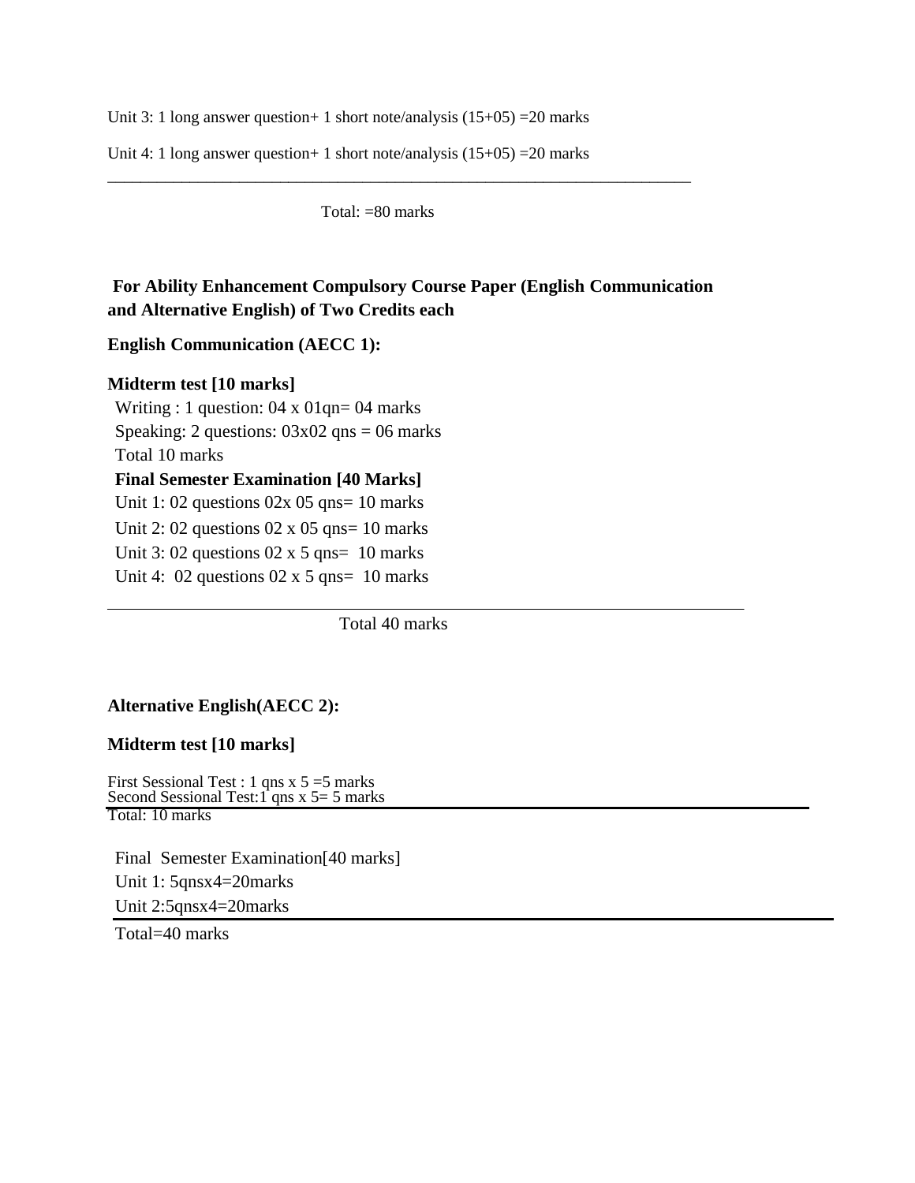Unit 3: 1 long answer question+ 1 short note/analysis (15+05) =20 marks

Unit 4: 1 long answer question+ 1 short note/analysis (15+05) =20 marks

---

Total: =80 marks

**For Ability Enhancement Compulsory Course Paper (English Communication and Alternative English) of Two Credits each**

**English Communication (AECC 1):**

**Midterm test [10 marks]**

Writing : 1 question: 04 x 01qn= 04 marks

Speaking: 2 questions: 03x02 qns = 06 marks

Total 10 marks

**Final Semester Examination [40 Marks]**

Unit 1: 02 questions 02x 05 qns= 10 marks

Unit 2: 02 questions 02 x 05 qns= 10 marks

Unit 3: 02 questions 02 x 5 qns= 10 marks

Unit 4: 02 questions 02 x 5 qns= 10 marks

---

Total 40 marks

**Alternative English(AECC 2):**

**Midterm test [10 marks]**

First Sessional Test : 1 qns x 5 =5 marks

Second Sessional Test:1 qns x 5= 5 marks

---

Total: 10 marks

Final Semester Examination[40 marks]

Unit 1: 5qnsx4=20marks

Unit 2:5qnsx4=20marks

---

Total=40 marks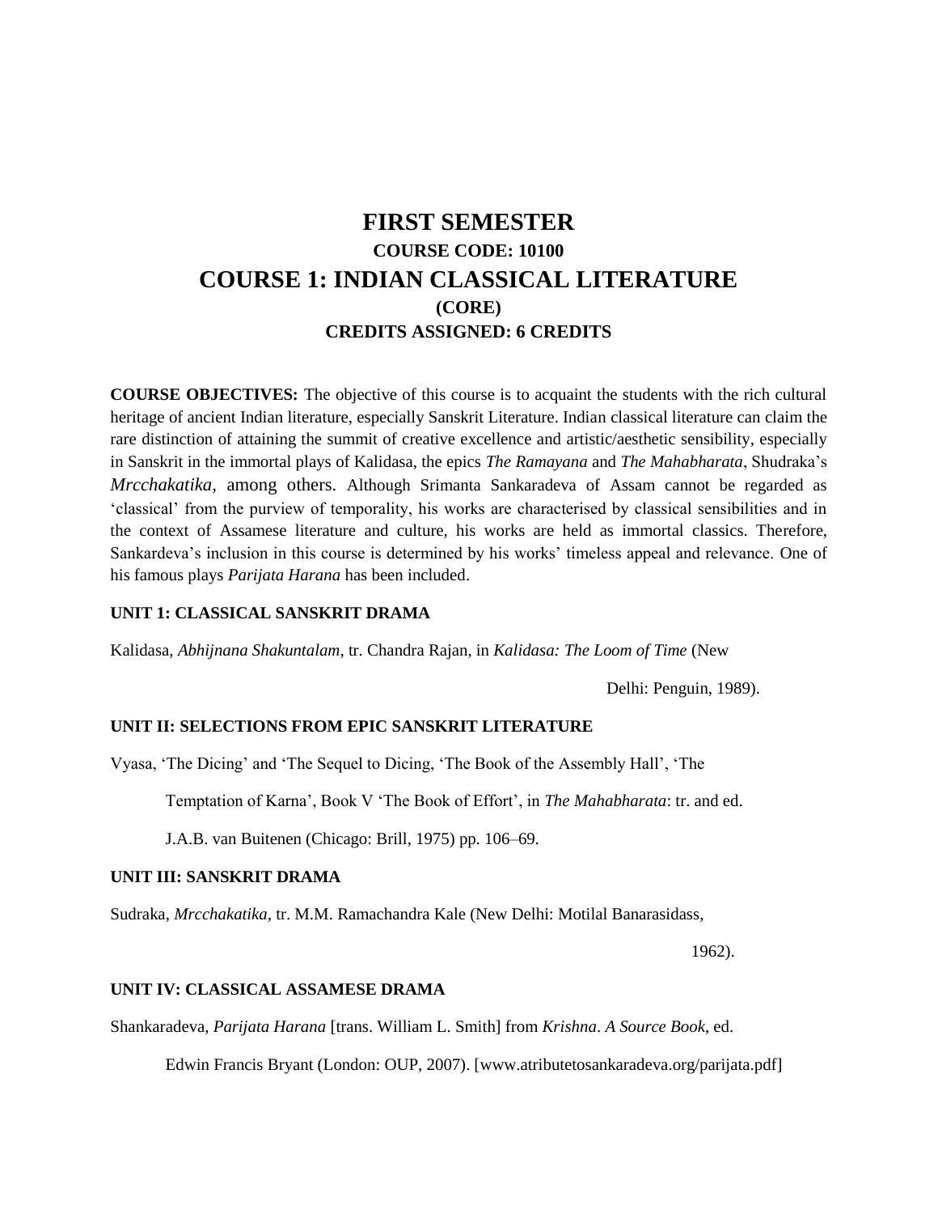# FIRST SEMESTER

## COURSE CODE: 10100

# COURSE 1: INDIAN CLASSICAL LITERATURE

## (CORE)

## CREDITS ASSIGNED: 6 CREDITS

**COURSE OBJECTIVES:** The objective of this course is to acquaint the students with the rich cultural heritage of ancient Indian literature, especially Sanskrit Literature. Indian classical literature can claim the rare distinction of attaining the summit of creative excellence and artistic/aesthetic sensibility, especially in Sanskrit in the immortal plays of Kalidasa, the epics *The Ramayana* and *The Mahabharata*, Shudraka's *Mrcchakatika*, among others. Although Srimanta Sankaradeva of Assam cannot be regarded as 'classical' from the purview of temporality, his works are characterised by classical sensibilities and in the context of Assamese literature and culture, his works are held as immortal classics. Therefore, Sankardeva's inclusion in this course is determined by his works' timeless appeal and relevance. One of his famous plays *Parijata Harana* has been included.

**UNIT 1: CLASSICAL SANSKRIT DRAMA**

Kalidasa, *Abhijnana Shakuntalam*, tr. Chandra Rajan, in *Kalidasa: The Loom of Time* (New Delhi: Penguin, 1989).

**UNIT II: SELECTIONS FROM EPIC SANSKRIT LITERATURE**

Vyasa, 'The Dicing' and 'The Sequel to Dicing, 'The Book of the Assembly Hall', 'The Temptation of Karna', Book V 'The Book of Effort', in *The Mahabharata*: tr. and ed. J.A.B. van Buitenen (Chicago: Brill, 1975) pp. 106–69.

**UNIT III: SANSKRIT DRAMA**

Sudraka, *Mrcchakatika*, tr. M.M. Ramachandra Kale (New Delhi: Motilal Banarasidass, 1962).

**UNIT IV: CLASSICAL ASSAMESE DRAMA**

Shankaradeva, *Parijata Harana* [trans. William L. Smith] from *Krishna*. *A Source Book*, ed. Edwin Francis Bryant (London: OUP, 2007). [www.atributetosankaradeva.org/parijata.pdf]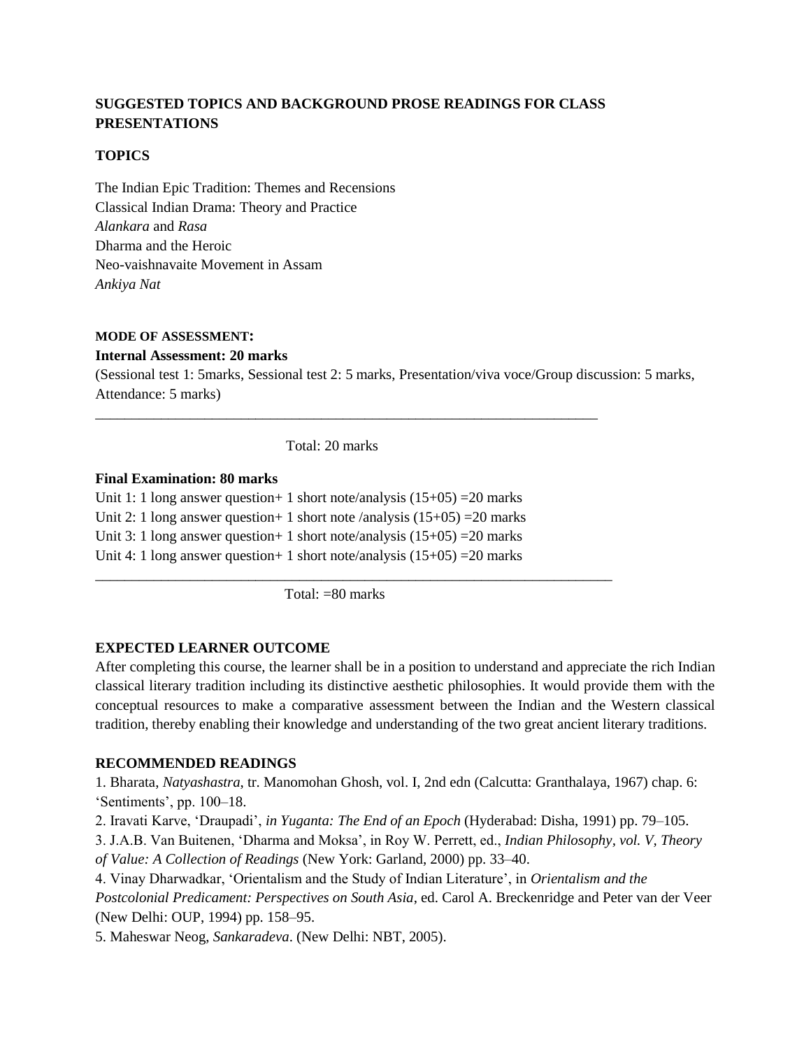## SUGGESTED TOPICS AND BACKGROUND PROSE READINGS FOR CLASS PRESENTATIONS

### TOPICS

The Indian Epic Tradition: Themes and Recensions
Classical Indian Drama: Theory and Practice
*Alankara* and *Rasa*
Dharma and the Heroic
Neo-vaishnavaite Movement in Assam
*Ankiya Nat*

**MODE OF ASSESSMENT:**

**Internal Assessment: 20 marks**

(Sessional test 1: 5marks, Sessional test 2: 5 marks, Presentation/viva voce/Group discussion: 5 marks, Attendance: 5 marks)

Total: 20 marks

**Final Examination: 80 marks**

Unit 1: 1 long answer question+ 1 short note/analysis (15+05) =20 marks
Unit 2: 1 long answer question+ 1 short note /analysis (15+05) =20 marks
Unit 3: 1 long answer question+ 1 short note/analysis (15+05) =20 marks
Unit 4: 1 long answer question+ 1 short note/analysis (15+05) =20 marks

Total: =80 marks

### EXPECTED LEARNER OUTCOME

After completing this course, the learner shall be in a position to understand and appreciate the rich Indian classical literary tradition including its distinctive aesthetic philosophies. It would provide them with the conceptual resources to make a comparative assessment between the Indian and the Western classical tradition, thereby enabling their knowledge and understanding of the two great ancient literary traditions.

### RECOMMENDED READINGS

1. Bharata, *Natyashastra*, tr. Manomohan Ghosh, vol. I, 2nd edn (Calcutta: Granthalaya, 1967) chap. 6: 'Sentiments', pp. 100–18.
2. Iravati Karve, 'Draupadi', *in Yuganta: The End of an Epoch* (Hyderabad: Disha, 1991) pp. 79–105.
3. J.A.B. Van Buitenen, 'Dharma and Moksa', in Roy W. Perrett, ed., *Indian Philosophy, vol. V, Theory of Value: A Collection of Readings* (New York: Garland, 2000) pp. 33–40.
4. Vinay Dharwadkar, 'Orientalism and the Study of Indian Literature', in *Orientalism and the Postcolonial Predicament: Perspectives on South Asia*, ed. Carol A. Breckenridge and Peter van der Veer (New Delhi: OUP, 1994) pp. 158–95.
5. Maheswar Neog, *Sankaradeva*. (New Delhi: NBT, 2005).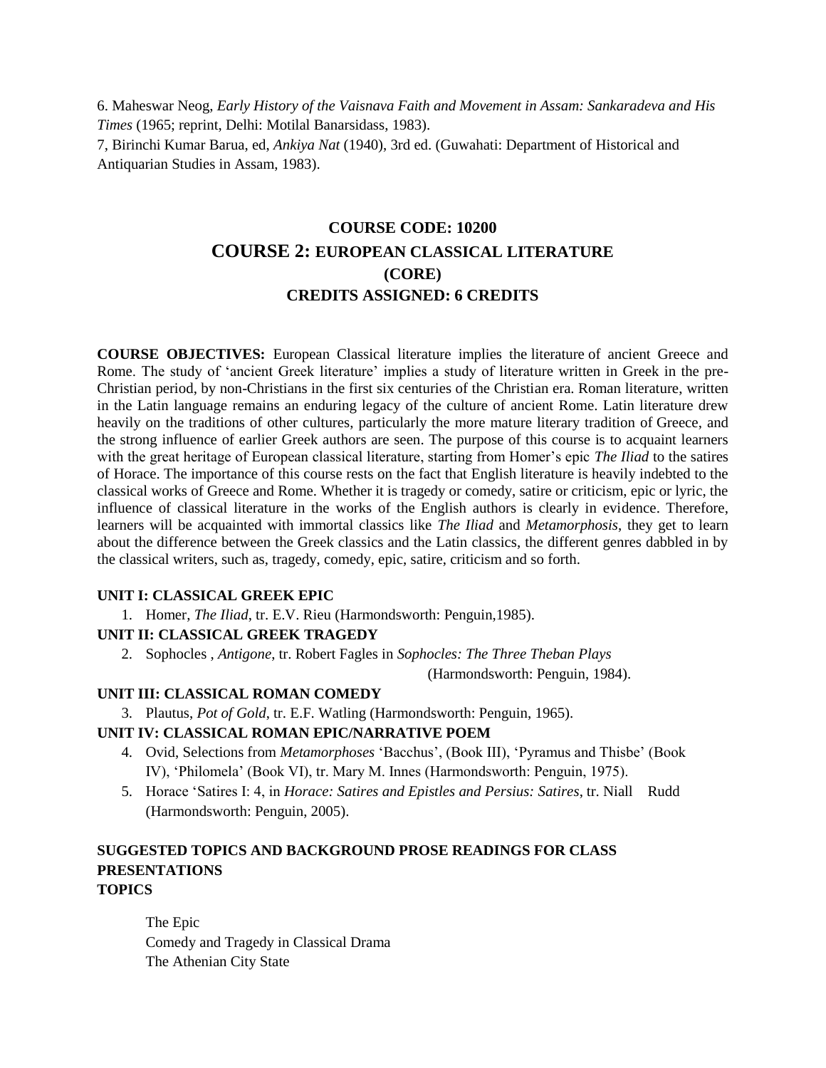6. Maheswar Neog, *Early History of the Vaisnava Faith and Movement in Assam: Sankaradeva and His Times* (1965; reprint, Delhi: Motilal Banarsidass, 1983).

7, Birinchi Kumar Barua, ed, *Ankiya Nat* (1940), 3rd ed. (Guwahati: Department of Historical and Antiquarian Studies in Assam, 1983).

## COURSE CODE: 10200
## COURSE 2: EUROPEAN CLASSICAL LITERATURE
## (CORE)
## CREDITS ASSIGNED: 6 CREDITS

**COURSE OBJECTIVES:** European Classical literature implies the literature of ancient Greece and Rome. The study of 'ancient Greek literature' implies a study of literature written in Greek in the pre-Christian period, by non-Christians in the first six centuries of the Christian era. Roman literature, written in the Latin language remains an enduring legacy of the culture of ancient Rome. Latin literature drew heavily on the traditions of other cultures, particularly the more mature literary tradition of Greece, and the strong influence of earlier Greek authors are seen. The purpose of this course is to acquaint learners with the great heritage of European classical literature, starting from Homer's epic *The Iliad* to the satires of Horace. The importance of this course rests on the fact that English literature is heavily indebted to the classical works of Greece and Rome. Whether it is tragedy or comedy, satire or criticism, epic or lyric, the influence of classical literature in the works of the English authors is clearly in evidence. Therefore, learners will be acquainted with immortal classics like *The Iliad* and *Metamorphosis*, they get to learn about the difference between the Greek classics and the Latin classics, the different genres dabbled in by the classical writers, such as, tragedy, comedy, epic, satire, criticism and so forth.

**UNIT I: CLASSICAL GREEK EPIC**

1. Homer, *The Iliad*, tr. E.V. Rieu (Harmondsworth: Penguin,1985).

**UNIT II: CLASSICAL GREEK TRAGEDY**

2. Sophocles , *Antigone*, tr. Robert Fagles in *Sophocles: The Three Theban Plays* (Harmondsworth: Penguin, 1984).

**UNIT III: CLASSICAL ROMAN COMEDY**

3. Plautus, *Pot of Gold*, tr. E.F. Watling (Harmondsworth: Penguin, 1965).

**UNIT IV: CLASSICAL ROMAN EPIC/NARRATIVE POEM**

4. Ovid, Selections from *Metamorphoses* 'Bacchus', (Book III), 'Pyramus and Thisbe' (Book IV), 'Philomela' (Book VI), tr. Mary M. Innes (Harmondsworth: Penguin, 1975).
5. Horace 'Satires I: 4, in *Horace: Satires and Epistles and Persius: Satires*, tr. Niall Rudd (Harmondsworth: Penguin, 2005).

**SUGGESTED TOPICS AND BACKGROUND PROSE READINGS FOR CLASS PRESENTATIONS**
**TOPICS**

The Epic
Comedy and Tragedy in Classical Drama
The Athenian City State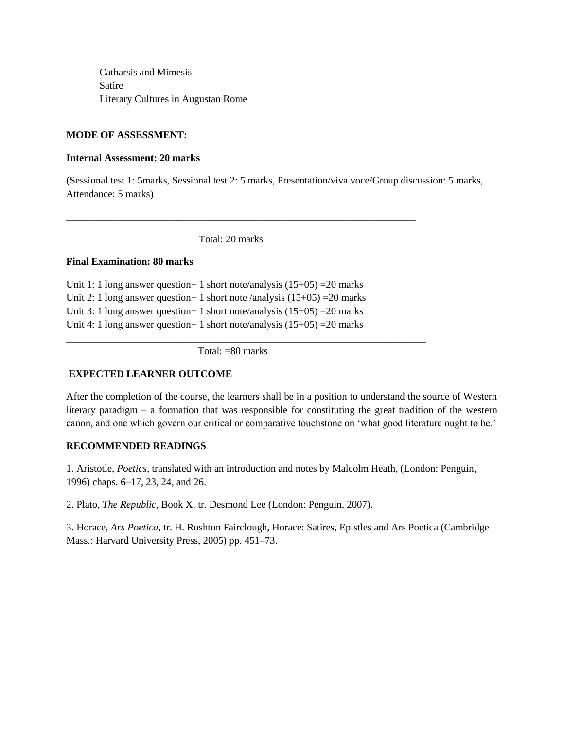Catharsis and Mimesis
Satire
Literary Cultures in Augustan Rome

**MODE OF ASSESSMENT:**

**Internal Assessment: 20 marks**

(Sessional test 1: 5marks, Sessional test 2: 5 marks, Presentation/viva voce/Group discussion: 5 marks, Attendance: 5 marks)

---

Total: 20 marks

**Final Examination: 80 marks**

Unit 1: 1 long answer question+ 1 short note/analysis (15+05) =20 marks
Unit 2: 1 long answer question+ 1 short note /analysis (15+05) =20 marks
Unit 3: 1 long answer question+ 1 short note/analysis (15+05) =20 marks
Unit 4: 1 long answer question+ 1 short note/analysis (15+05) =20 marks

---

Total: =80 marks

**EXPECTED LEARNER OUTCOME**

After the completion of the course, the learners shall be in a position to understand the source of Western literary paradigm – a formation that was responsible for constituting the great tradition of the western canon, and one which govern our critical or comparative touchstone on 'what good literature ought to be.'

**RECOMMENDED READINGS**

1. Aristotle, *Poetics*, translated with an introduction and notes by Malcolm Heath, (London: Penguin, 1996) chaps. 6–17, 23, 24, and 26.

2. Plato, *The Republic*, Book X, tr. Desmond Lee (London: Penguin, 2007).

3. Horace, *Ars Poetica*, tr. H. Rushton Fairclough, Horace: Satires, Epistles and Ars Poetica (Cambridge Mass.: Harvard University Press, 2005) pp. 451–73.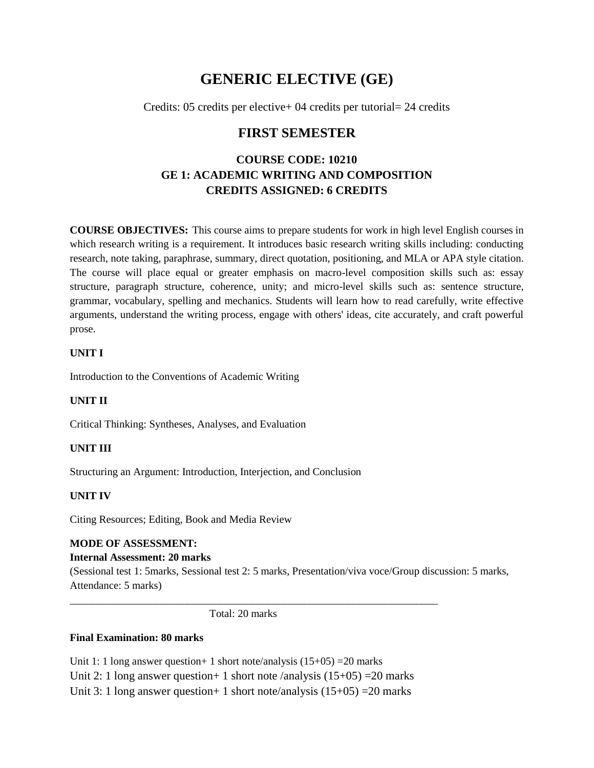# GENERIC ELECTIVE (GE)

Credits: 05 credits per elective+ 04 credits per tutorial= 24 credits

## FIRST SEMESTER

### COURSE CODE: 10210
### GE 1: ACADEMIC WRITING AND COMPOSITION
### CREDITS ASSIGNED: 6 CREDITS

**COURSE OBJECTIVES:** This course aims to prepare students for work in high level English courses in which research writing is a requirement. It introduces basic research writing skills including: conducting research, note taking, paraphrase, summary, direct quotation, positioning, and MLA or APA style citation. The course will place equal or greater emphasis on macro-level composition skills such as: essay structure, paragraph structure, coherence, unity; and micro-level skills such as: sentence structure, grammar, vocabulary, spelling and mechanics. Students will learn how to read carefully, write effective arguments, understand the writing process, engage with others' ideas, cite accurately, and craft powerful prose.

**UNIT I**

Introduction to the Conventions of Academic Writing

**UNIT II**

Critical Thinking: Syntheses, Analyses, and Evaluation

**UNIT III**

Structuring an Argument: Introduction, Interjection, and Conclusion

**UNIT IV**

Citing Resources; Editing, Book and Media Review

**MODE OF ASSESSMENT:**

**Internal Assessment: 20 marks**

(Sessional test 1: 5marks, Sessional test 2: 5 marks, Presentation/viva voce/Group discussion: 5 marks, Attendance: 5 marks)

---

Total: 20 marks

**Final Examination: 80 marks**

Unit 1: 1 long answer question+ 1 short note/analysis (15+05) =20 marks

Unit 2: 1 long answer question+ 1 short note /analysis (15+05) =20 marks

Unit 3: 1 long answer question+ 1 short note/analysis (15+05) =20 marks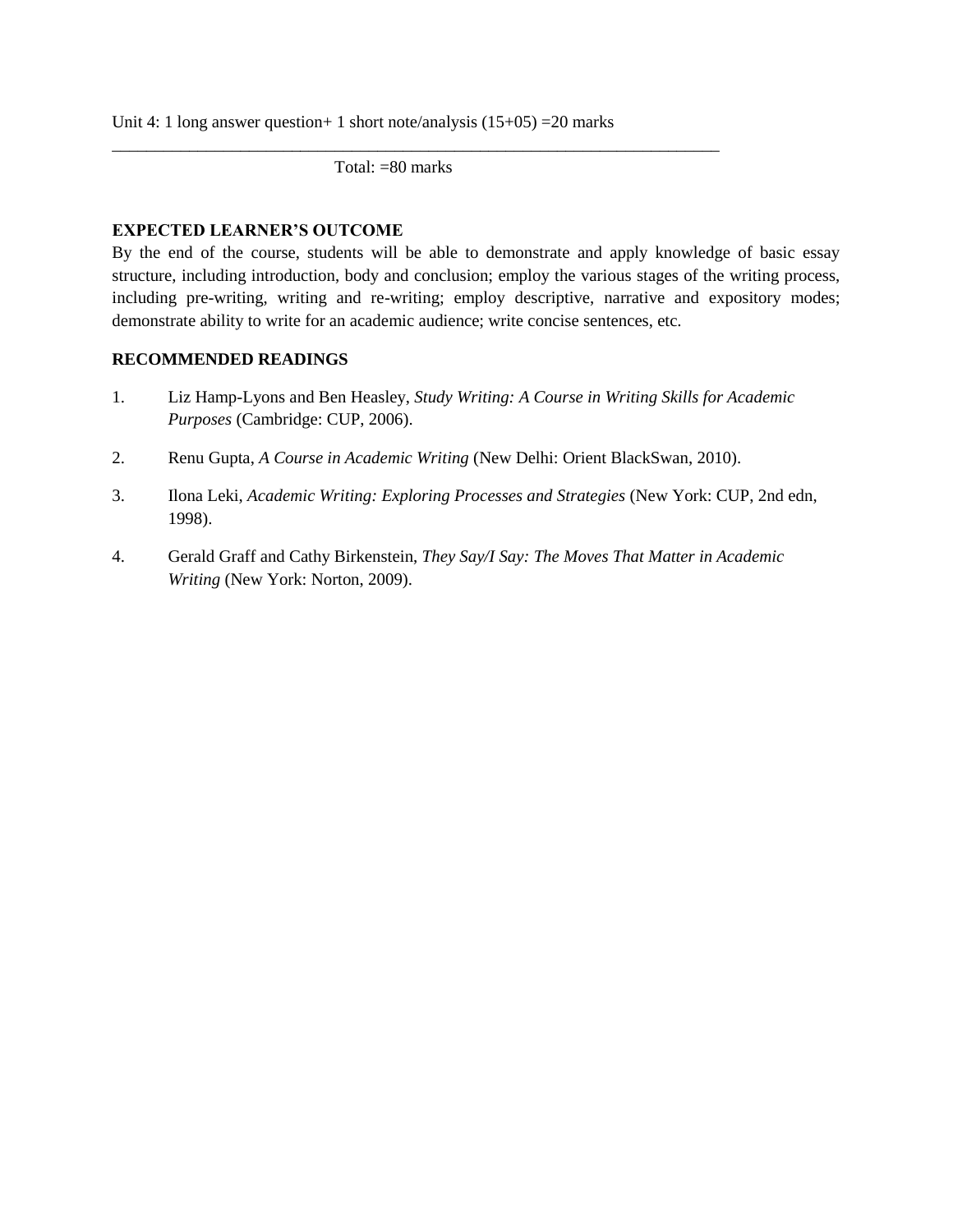Unit 4: 1 long answer question+ 1 short note/analysis (15+05) =20 marks

---

Total: =80 marks

**EXPECTED LEARNER'S OUTCOME**

By the end of the course, students will be able to demonstrate and apply knowledge of basic essay structure, including introduction, body and conclusion; employ the various stages of the writing process, including pre-writing, writing and re-writing; employ descriptive, narrative and expository modes; demonstrate ability to write for an academic audience; write concise sentences, etc.

**RECOMMENDED READINGS**

1. Liz Hamp-Lyons and Ben Heasley, *Study Writing: A Course in Writing Skills for Academic Purposes* (Cambridge: CUP, 2006).
2. Renu Gupta, *A Course in Academic Writing* (New Delhi: Orient BlackSwan, 2010).
3. Ilona Leki, *Academic Writing: Exploring Processes and Strategies* (New York: CUP, 2nd edn, 1998).
4. Gerald Graff and Cathy Birkenstein, *They Say/I Say: The Moves That Matter in Academic Writing* (New York: Norton, 2009).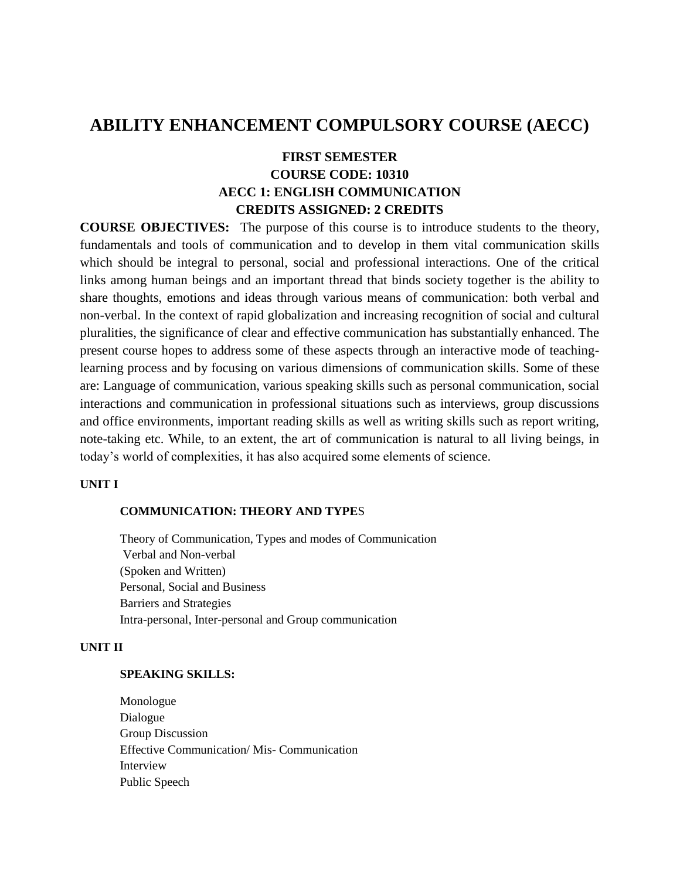# ABILITY ENHANCEMENT COMPULSORY COURSE (AECC)

**FIRST SEMESTER**
**COURSE CODE: 10310**
**AECC 1: ENGLISH COMMUNICATION**
**CREDITS ASSIGNED: 2 CREDITS**

**COURSE OBJECTIVES:** The purpose of this course is to introduce students to the theory, fundamentals and tools of communication and to develop in them vital communication skills which should be integral to personal, social and professional interactions. One of the critical links among human beings and an important thread that binds society together is the ability to share thoughts, emotions and ideas through various means of communication: both verbal and non-verbal. In the context of rapid globalization and increasing recognition of social and cultural pluralities, the significance of clear and effective communication has substantially enhanced. The present course hopes to address some of these aspects through an interactive mode of teaching-learning process and by focusing on various dimensions of communication skills. Some of these are: Language of communication, various speaking skills such as personal communication, social interactions and communication in professional situations such as interviews, group discussions and office environments, important reading skills as well as writing skills such as report writing, note-taking etc. While, to an extent, the art of communication is natural to all living beings, in today's world of complexities, it has also acquired some elements of science.

**UNIT I**

**COMMUNICATION: THEORY AND TYPES**

Theory of Communication, Types and modes of Communication
Verbal and Non-verbal
(Spoken and Written)
Personal, Social and Business
Barriers and Strategies
Intra-personal, Inter-personal and Group communication

**UNIT II**

**SPEAKING SKILLS:**

Monologue
Dialogue
Group Discussion
Effective Communication/ Mis- Communication
Interview
Public Speech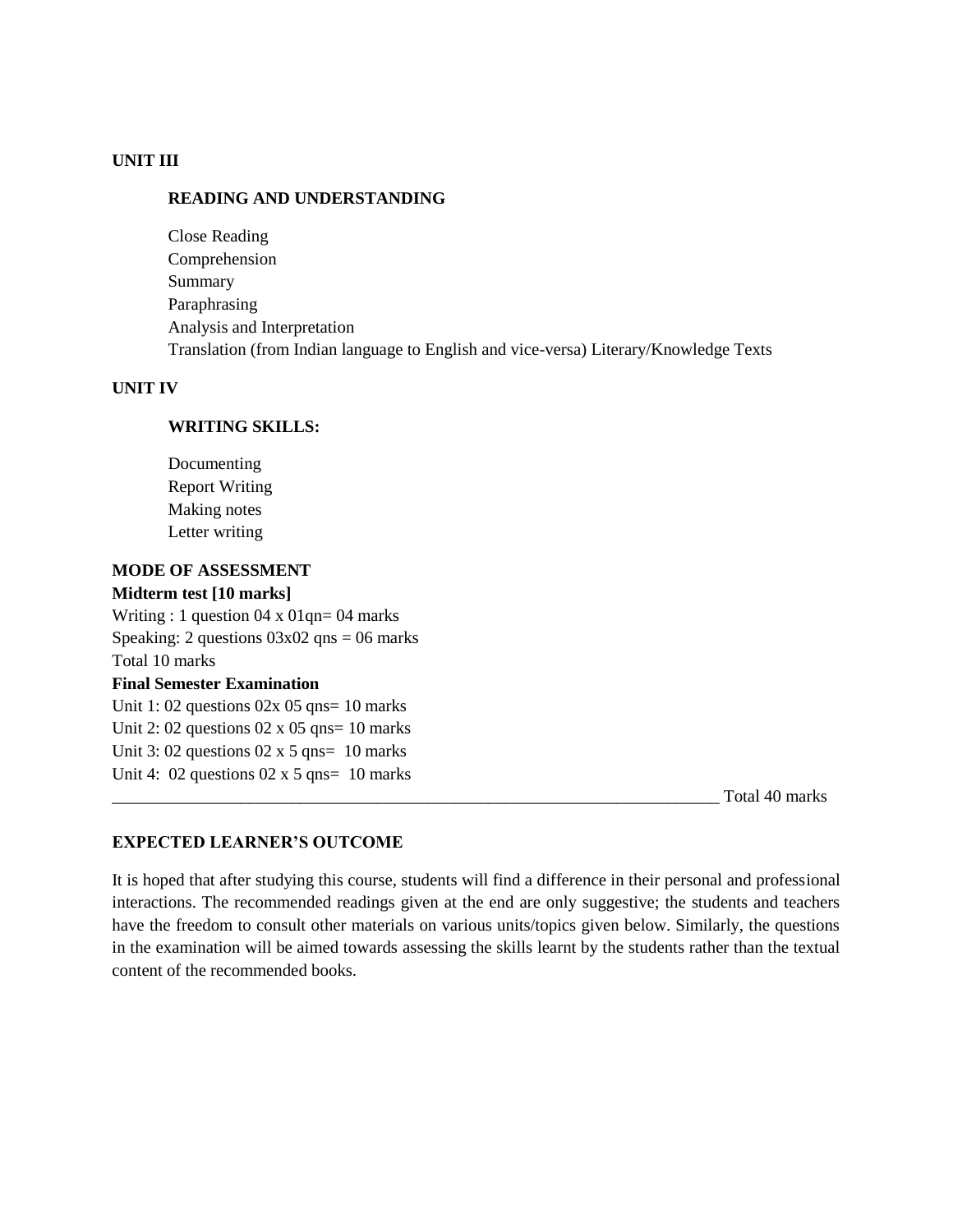**UNIT III**

**READING AND UNDERSTANDING**

Close Reading
Comprehension
Summary
Paraphrasing
Analysis and Interpretation
Translation (from Indian language to English and vice-versa) Literary/Knowledge Texts

**UNIT IV**

**WRITING SKILLS:**

Documenting
Report Writing
Making notes
Letter writing

**MODE OF ASSESSMENT**

**Midterm test [10 marks]**

Writing : 1 question 04 x 01qn= 04 marks
Speaking: 2 questions 03x02 qns = 06 marks
Total 10 marks

**Final Semester Examination**

Unit 1: 02 questions 02x 05 qns= 10 marks
Unit 2: 02 questions 02 x 05 qns= 10 marks
Unit 3: 02 questions 02 x 5 qns= 10 marks
Unit 4: 02 questions 02 x 5 qns= 10 marks
______________________________________________________________________ Total 40 marks

**EXPECTED LEARNER'S OUTCOME**

It is hoped that after studying this course, students will find a difference in their personal and professional interactions. The recommended readings given at the end are only suggestive; the students and teachers have the freedom to consult other materials on various units/topics given below. Similarly, the questions in the examination will be aimed towards assessing the skills learnt by the students rather than the textual content of the recommended books.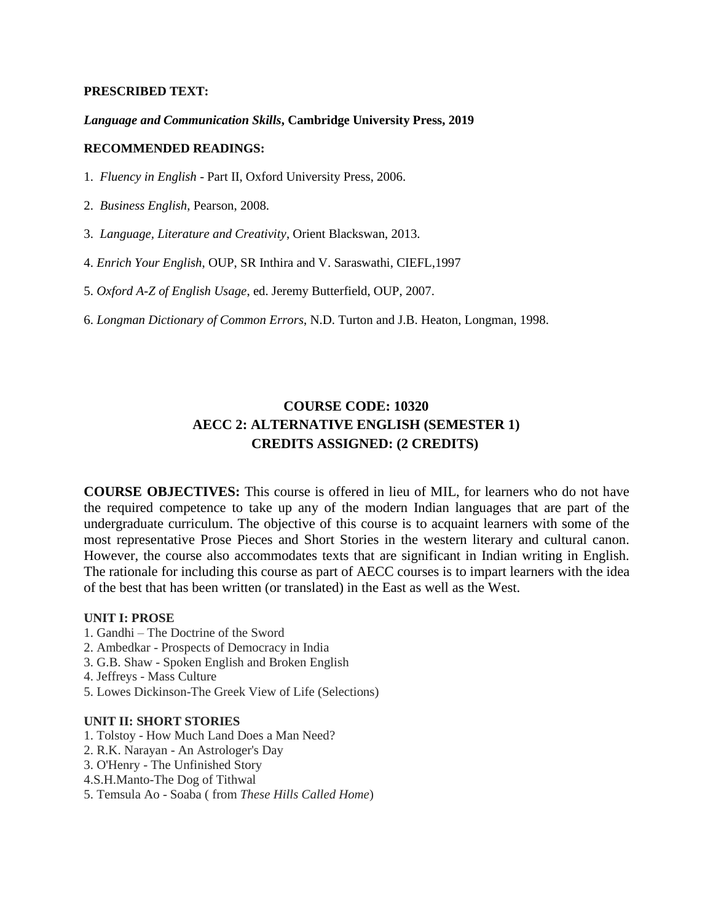**PRESCRIBED TEXT:**

***Language and Communication Skills*, Cambridge University Press, 2019**

**RECOMMENDED READINGS:**

1. *Fluency in English* - Part II, Oxford University Press, 2006.
2. *Business English*, Pearson, 2008.
3. *Language, Literature and Creativity*, Orient Blackswan, 2013.
4. *Enrich Your English*, OUP, SR Inthira and V. Saraswathi, CIEFL,1997
5. *Oxford A-Z of English Usage*, ed. Jeremy Butterfield, OUP, 2007.
6. *Longman Dictionary of Common Errors*, N.D. Turton and J.B. Heaton, Longman, 1998.

## COURSE CODE: 10320
## AECC 2: ALTERNATIVE ENGLISH (SEMESTER 1)
## CREDITS ASSIGNED: (2 CREDITS)

**COURSE OBJECTIVES:** This course is offered in lieu of MIL, for learners who do not have the required competence to take up any of the modern Indian languages that are part of the undergraduate curriculum. The objective of this course is to acquaint learners with some of the most representative Prose Pieces and Short Stories in the western literary and cultural canon. However, the course also accommodates texts that are significant in Indian writing in English. The rationale for including this course as part of AECC courses is to impart learners with the idea of the best that has been written (or translated) in the East as well as the West.

**UNIT I: PROSE**

1. Gandhi – The Doctrine of the Sword
2. Ambedkar - Prospects of Democracy in India
3. G.B. Shaw - Spoken English and Broken English
4. Jeffreys - Mass Culture
5. Lowes Dickinson-The Greek View of Life (Selections)

**UNIT II: SHORT STORIES**

1. Tolstoy - How Much Land Does a Man Need?
2. R.K. Narayan - An Astrologer's Day
3. O'Henry - The Unfinished Story
4. S.H.Manto-The Dog of Tithwal
5. Temsula Ao - Soaba ( from *These Hills Called Home*)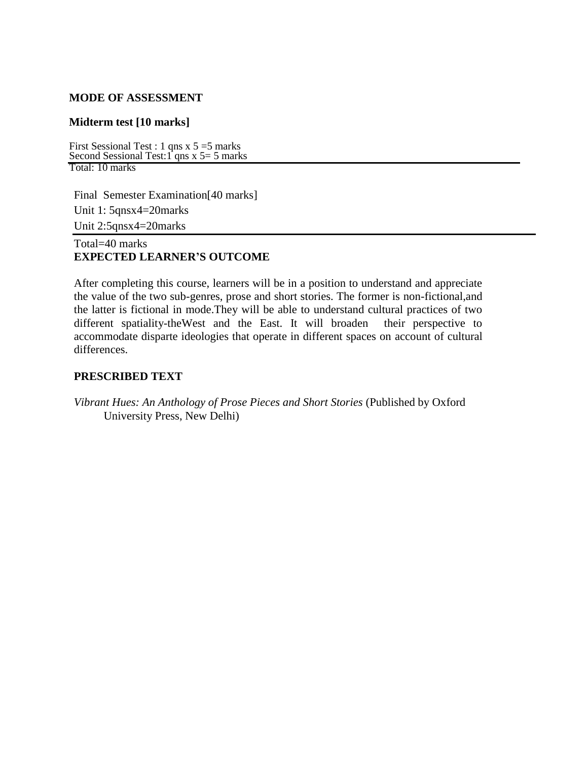**MODE OF ASSESSMENT**

**Midterm test [10 marks]**

First Sessional Test : 1 qns x 5 =5 marks
Second Sessional Test:1 qns x 5= 5 marks

---

Total: 10 marks

Final Semester Examination[40 marks]

Unit 1: 5qnsx4=20marks

Unit 2:5qnsx4=20marks

---

Total=40 marks

**EXPECTED LEARNER'S OUTCOME**

After completing this course, learners will be in a position to understand and appreciate the value of the two sub-genres, prose and short stories. The former is non-fictional,and the latter is fictional in mode.They will be able to understand cultural practices of two different spatiality-theWest and the East. It will broaden their perspective to accommodate disparte ideologies that operate in different spaces on account of cultural differences.

**PRESCRIBED TEXT**

*Vibrant Hues: An Anthology of Prose Pieces and Short Stories* (Published by Oxford University Press, New Delhi)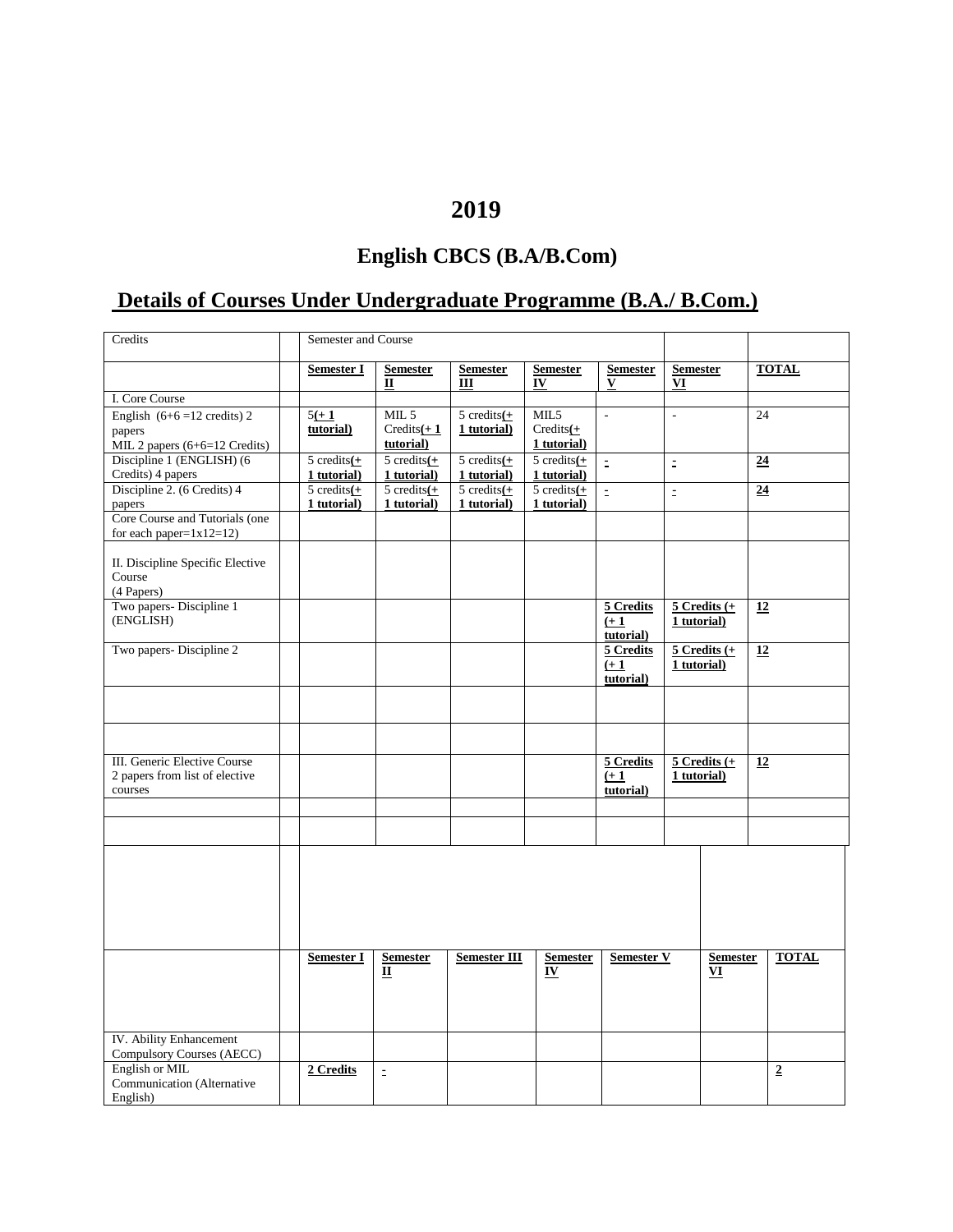# 2019

## English CBCS (B.A/B.Com)

## Details of Courses Under Undergraduate Programme (B.A./ B.Com.)

| Credits | | Semester and Course | | | | | | |
|---|---|---|---|---|---|---|---|---|
| | | **Semester I** | **Semester II** | **Semester III** | **Semester IV** | **Semester V** | **Semester VI** | **TOTAL** |
| I. Core Course | | | | | | | | |
| English (6+6 =12 credits) 2 papers<br>MIL 2 papers (6+6=12 Credits) | | 5**(+ 1 tutorial)** | MIL 5 Credits**(+ 1 tutorial)** | 5 credits**(+ 1 tutorial)** | MIL5 Credits**(+ 1 tutorial)** | - | - | 24 |
| Discipline 1 (ENGLISH) (6 Credits) 4 papers | | 5 credits**(+ 1 tutorial)** | 5 credits**(+ 1 tutorial)** | 5 credits**(+ 1 tutorial)** | 5 credits**(+ 1 tutorial)** | **-** | **-** | **24** |
| Discipline 2. (6 Credits) 4 papers | | 5 credits**(+ 1 tutorial)** | 5 credits**(+ 1 tutorial)** | 5 credits**(+ 1 tutorial)** | 5 credits**(+ 1 tutorial)** | **-** | **-** | **24** |
| Core Course and Tutorials (one for each paper=1x12=12) | | | | | | | | |
| II. Discipline Specific Elective Course (4 Papers) | | | | | | | | |
| Two papers- Discipline 1 (ENGLISH) | | | | | | **5 Credits (+ 1 tutorial)** | **5 Credits (+ 1 tutorial)** | **12** |
| Two papers- Discipline 2 | | | | | | **5 Credits (+ 1 tutorial)** | **5 Credits (+ 1 tutorial)** | **12** |
| | | | | | | | | |
| | | | | | | | | |
| III. Generic Elective Course 2 papers from list of elective courses | | | | | | **5 Credits (+ 1 tutorial)** | **5 Credits (+ 1 tutorial)** | **12** |
| | | | | | | | | |
| | | | | | | | | |

| | | | | | | | | |
|---|---|---|---|---|---|---|---|---|
| | | **Semester I** | **Semester II** | **Semester III** | **Semester IV** | **Semester V** | **Semester VI** | **TOTAL** |
| IV. Ability Enhancement Compulsory Courses (AECC) | | | | | | | | |
| English or MIL Communication (Alternative English) | | **2 Credits** | **-** | | | | | **2** |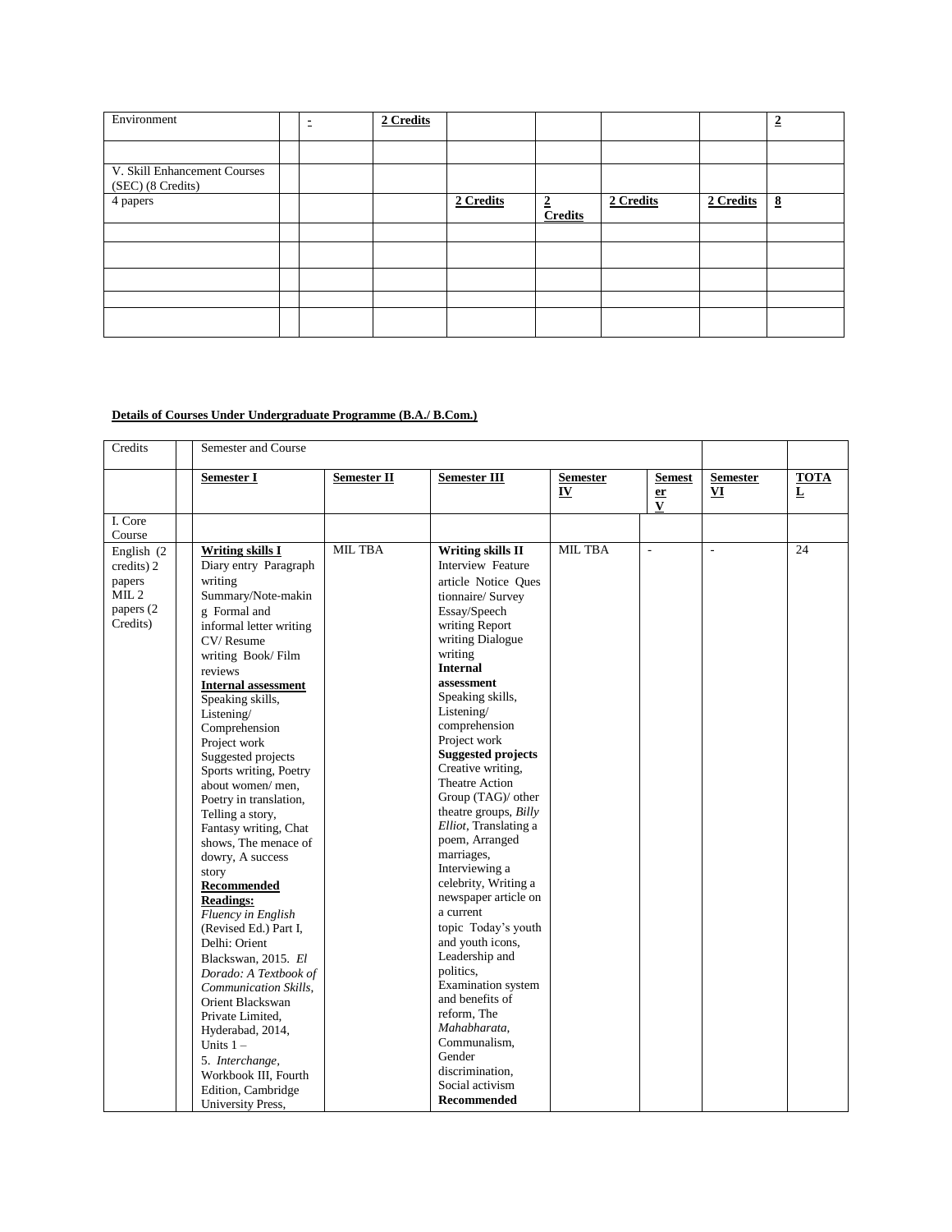| Environment | | - | 2 Credits | | | | | 2 |
|---|---|---|---|---|---|---|---|---|
| | | | | | | | | |
| V. Skill Enhancement Courses (SEC) (8 Credits) | | | | | | | | |
| 4 papers | | | | 2 Credits | 2 Credits | 2 Credits | 2 Credits | 8 |
| | | | | | | | | |
| | | | | | | | | |
| | | | | | | | | |
| | | | | | | | | |
| | | | | | | | | |

**Details of Courses Under Undergraduate Programme (B.A./ B.Com.)**

| Credits | | Semester and Course | | | | | | |
|---|---|---|---|---|---|---|---|---|
| | | **Semester I** | **Semester II** | **Semester III** | **Semester IV** | **Semester V** | **Semester VI** | **TOTAL** |
| I. Core Course | | | | | | | | |
| English (2 credits) 2 papers MIL 2 papers (2 Credits) | | **Writing skills I** Diary entry Paragraph writing Summary/Note-making Formal and informal letter writing CV/ Resume writing Book/ Film reviews **Internal assessment** Speaking skills, Listening/ Comprehension Project work Suggested projects Sports writing, Poetry about women/ men, Poetry in translation, Telling a story, Fantasy writing, Chat shows, The menace of dowry, A success story **Recommended Readings:** *Fluency in English* (Revised Ed.) Part I, Delhi: Orient Blackswan, 2015. *El Dorado: A Textbook of Communication Skills*, Orient Blackswan Private Limited, Hyderabad, 2014, Units 1 – 5. *Interchange*, Workbook III, Fourth Edition, Cambridge University Press, | MIL TBA | **Writing skills II** Interview Feature article Notice Questionnaire/ Survey Essay/Speech writing Report writing Dialogue writing **Internal assessment** Speaking skills, Listening/ comprehension Project work **Suggested projects** Creative writing, Theatre Action Group (TAG)/ other theatre groups, *Billy Elliot*, Translating a poem, Arranged marriages, Interviewing a celebrity, Writing a newspaper article on a current topic Today's youth and youth icons, Leadership and politics, Examination system and benefits of reform, The *Mahabharata*, Communalism, Gender discrimination, Social activism **Recommended** | MIL TBA | - | - | 24 |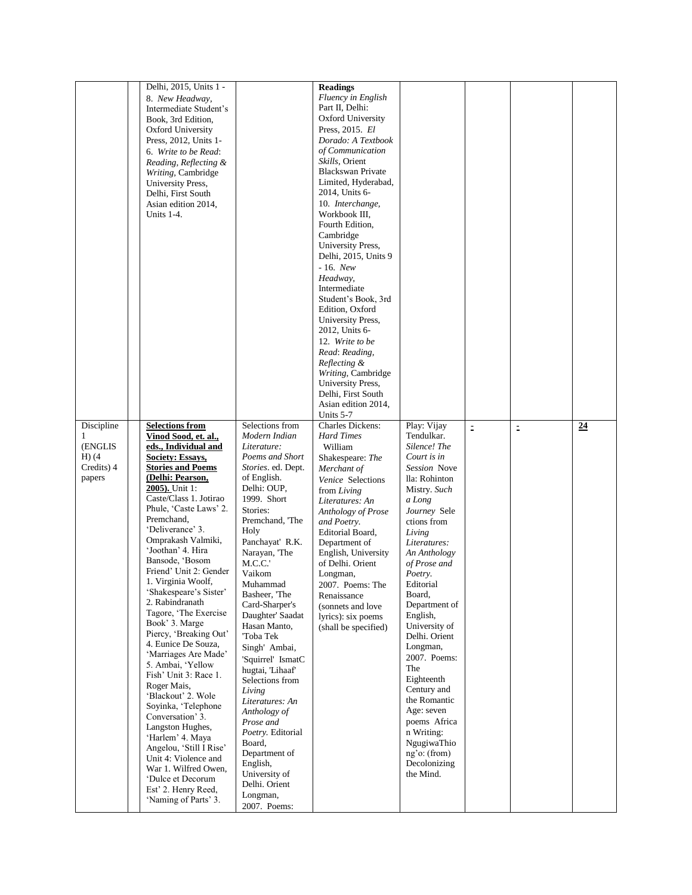| | | | | | | | | |
|---|---|---|---|---|---|---|---|---|
| | | Delhi, 2015, Units 1 - 8. *New Headway*, Intermediate Student's Book, 3rd Edition, Oxford University Press, 2012, Units 1-6. *Write to be Read*: *Reading, Reflecting & Writing*, Cambridge University Press, Delhi, First South Asian edition 2014, Units 1-4. | | **Readings** *Fluency in English* Part II, Delhi: Oxford University Press, 2015. *El Dorado: A Textbook of Communication Skills*, Orient Blackswan Private Limited, Hyderabad, 2014, Units 6-10. *Interchange*, Workbook III, Fourth Edition, Cambridge University Press, Delhi, 2015, Units 9 - 16. *New Headway*, Intermediate Student's Book, 3rd Edition, Oxford University Press, 2012, Units 6-12. *Write to be Read*: *Reading, Reflecting & Writing*, Cambridge University Press, Delhi, First South Asian edition 2014, Units 5-7 | | | | |
| Discipline 1 (ENGLISH) (4 Credits) 4 papers | | **Selections from Vinod Sood, et. al., eds., Individual and Society: Essays, Stories and Poems (Delhi: Pearson, 2005).** Unit 1: Caste/Class 1. Jotirao Phule, 'Caste Laws' 2. Premchand, 'Deliverance' 3. Omprakash Valmiki, 'Joothan' 4. Hira Bansode, 'Bosom Friend' Unit 2: Gender 1. Virginia Woolf, 'Shakespeare's Sister' 2. Rabindranath Tagore, 'The Exercise Book' 3. Marge Piercy, 'Breaking Out' 4. Eunice De Souza, 'Marriages Are Made' 5. Ambai, 'Yellow Fish' Unit 3: Race 1. Roger Mais, 'Blackout' 2. Wole Soyinka, 'Telephone Conversation' 3. Langston Hughes, 'Harlem' 4. Maya Angelou, 'Still I Rise' Unit 4: Violence and War 1. Wilfred Owen, 'Dulce et Decorum Est' 2. Henry Reed, 'Naming of Parts' 3. | Selections from *Modern Indian Literature: Poems and Short Stories*. ed. Dept. of English. Delhi: OUP, 1999. Short Stories: Premchand, 'The Holy Panchayat' R.K. Narayan, 'The M.C.C.' Vaikom Muhammad Basheer, 'The Card-Sharper's Daughter' Saadat Hasan Manto, 'Toba Tek Singh' Ambai, 'Squirrel' IsmatC hugtai, 'Lihaaf' Selections from *Living Literatures: An Anthology of Prose and Poetry*. Editorial Board, Department of English, University of Delhi. Orient Longman, 2007. Poems: | Charles Dickens: *Hard Times* William Shakespeare: *The Merchant of Venice* Selections from *Living Literatures: An Anthology of Prose and Poetry*. Editorial Board, Department of English, University of Delhi. Orient Longman, 2007. Poems: The Renaissance (sonnets and love lyrics): six poems (shall be specified) | Play: Vijay Tendulkar. *Silence! The Court is in Session* Novella: Rohinton Mistry. *Such a Long Journey* Selections from *Living Literatures: An Anthology of Prose and Poetry*. Editorial Board, Department of English, University of Delhi. Orient Longman, 2007. Poems: The Eighteenth Century and the Romantic Age: seven poems African Writing: NgugiwaThiong'o: (from) Decolonizing the Mind. | **-** | **-** | **24** |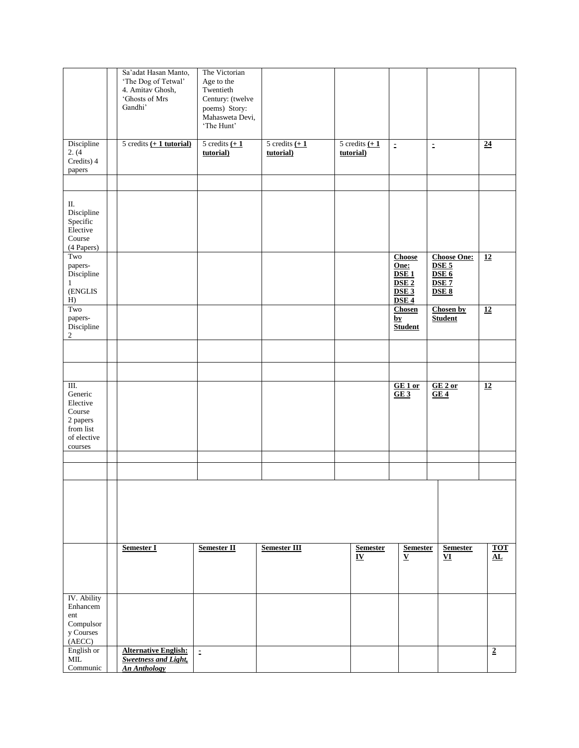| | | | | | | | | |
|---|---|---|---|---|---|---|---|---|
| | | Sa'adat Hasan Manto, 'The Dog of Tetwal' 4. Amitav Ghosh, 'Ghosts of Mrs Gandhi' | The Victorian Age to the Twentieth Century: (twelve poems) Story: Mahasweta Devi, 'The Hunt' | | | | | |
| Discipline 2. (4 Credits) 4 papers | | 5 credits **(+ 1 tutorial)** | 5 credits **(+ 1 tutorial)** | 5 credits **(+ 1 tutorial)** | 5 credits **(+ 1 tutorial)** | **-** | **-** | **24** |
| | | | | | | | | |
| II. Discipline Specific Elective Course (4 Papers) | | | | | | | | |
| Two papers- Discipline 1 (ENGLISH) | | | | | | **Choose One: DSE 1 DSE 2 DSE 3 DSE 4** | **Choose One: DSE 5 DSE 6 DSE 7 DSE 8** | **12** |
| Two papers- Discipline 2 | | | | | | **Chosen by Student** | **Chosen by Student** | **12** |
| | | | | | | | | |
| | | | | | | | | |
| III. Generic Elective Course 2 papers from list of elective courses | | | | | | **GE 1 or GE 3** | **GE 2 or GE 4** | **12** |
| | | | | | | | | |
| | | | | | | | | |
| | | | | | | | | |
| | | **Semester I** | **Semester II** | **Semester III** | **Semester IV** | **Semester V** | **Semester VI** | **TOTAL** |
| IV. Ability Enhancement Compulsory Courses (AECC) | | | | | | | | |
| English or MIL Communic | | **Alternative English: *Sweetness and Light, An Anthology*** | **-** | | | | | **2** |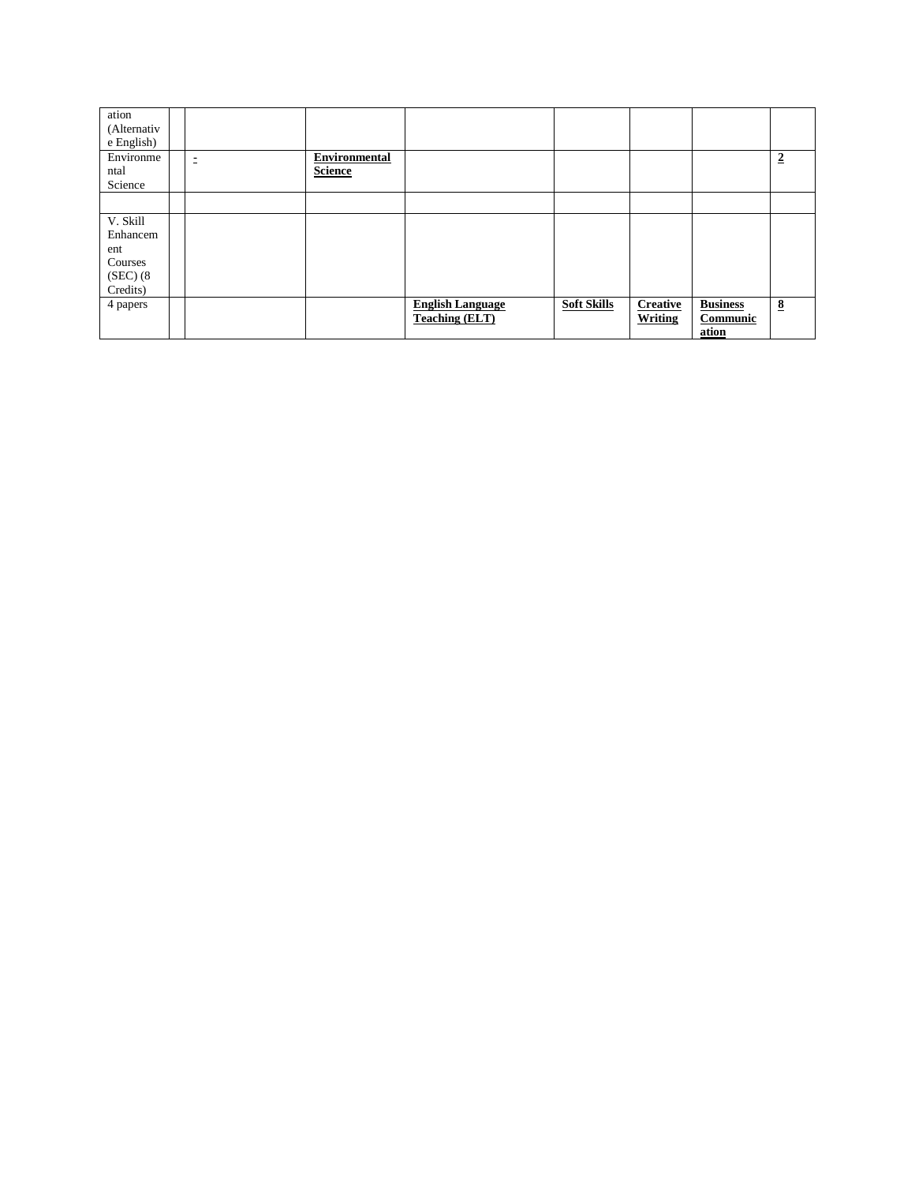| | | | | | | | | |
|---|---|---|---|---|---|---|---|---|
| ation (Alternative English) | | | | | | | | |
| Environmental Science | | **-** | **Environmental Science** | | | | | **2** |
| | | | | | | | | |
| V. Skill Enhancement Courses (SEC) (8 Credits) | | | | | | | | |
| 4 papers | | | | **English Language Teaching (ELT)** | **Soft Skills** | **Creative Writing** | **Business Communication** | **8** |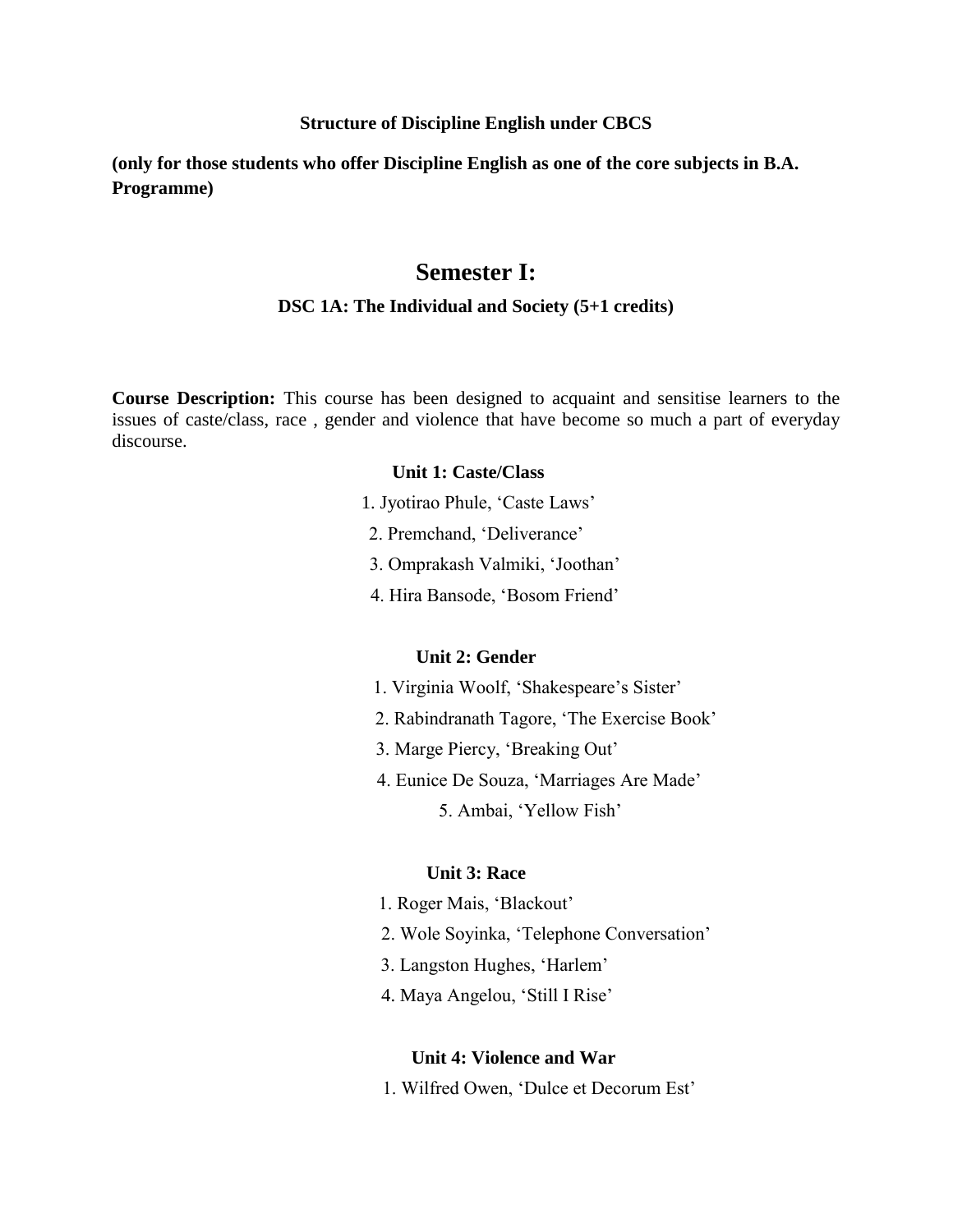**Structure of Discipline English under CBCS**

**(only for those students who offer Discipline English as one of the core subjects in B.A. Programme)**

## Semester I:

### DSC 1A: The Individual and Society (5+1 credits)

**Course Description:** This course has been designed to acquaint and sensitise learners to the issues of caste/class, race , gender and violence that have become so much a part of everyday discourse.

**Unit 1: Caste/Class**

1. Jyotirao Phule, 'Caste Laws'
2. Premchand, 'Deliverance'
3. Omprakash Valmiki, 'Joothan'
4. Hira Bansode, 'Bosom Friend'

**Unit 2: Gender**

1. Virginia Woolf, 'Shakespeare's Sister'
2. Rabindranath Tagore, 'The Exercise Book'
3. Marge Piercy, 'Breaking Out'
4. Eunice De Souza, 'Marriages Are Made'
5. Ambai, 'Yellow Fish'

**Unit 3: Race**

1. Roger Mais, 'Blackout'
2. Wole Soyinka, 'Telephone Conversation'
3. Langston Hughes, 'Harlem'
4. Maya Angelou, 'Still I Rise'

**Unit 4: Violence and War**

1. Wilfred Owen, 'Dulce et Decorum Est'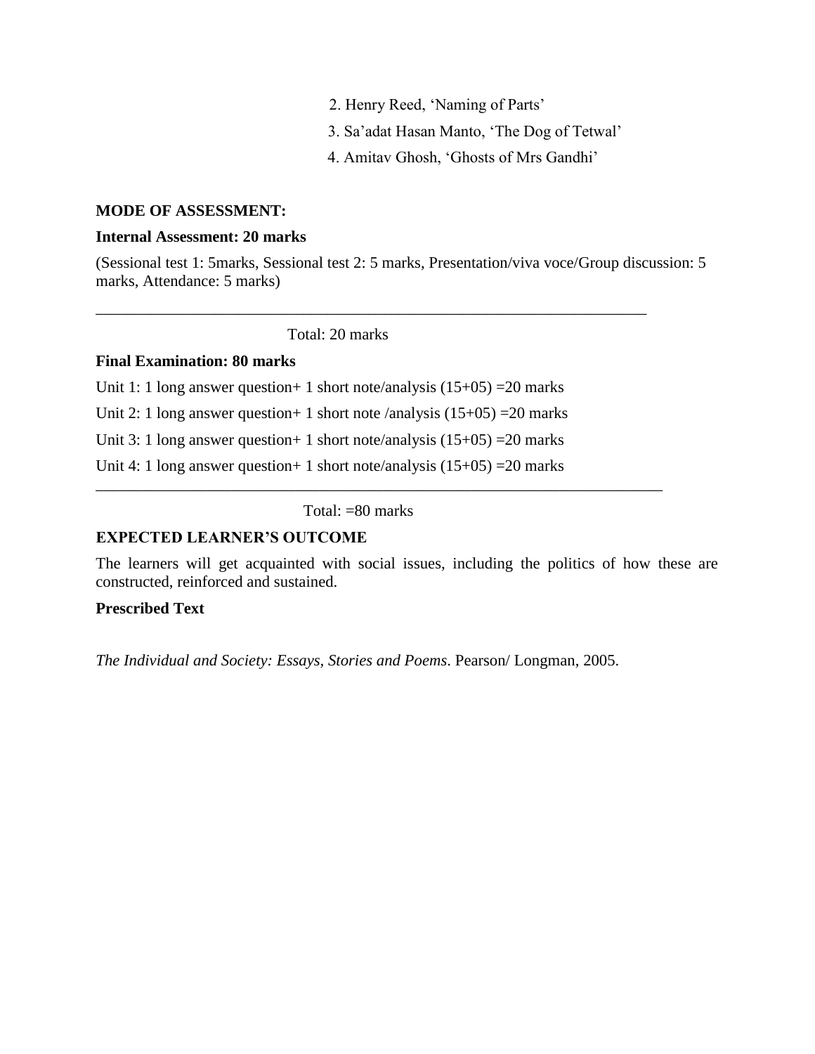2. Henry Reed, 'Naming of Parts'

3. Sa'adat Hasan Manto, 'The Dog of Tetwal'

4. Amitav Ghosh, 'Ghosts of Mrs Gandhi'

**MODE OF ASSESSMENT:**

**Internal Assessment: 20 marks**

(Sessional test 1: 5marks, Sessional test 2: 5 marks, Presentation/viva voce/Group discussion: 5 marks, Attendance: 5 marks)

---

Total: 20 marks

**Final Examination: 80 marks**

Unit 1: 1 long answer question+ 1 short note/analysis (15+05) =20 marks

Unit 2: 1 long answer question+ 1 short note /analysis (15+05) =20 marks

Unit 3: 1 long answer question+ 1 short note/analysis (15+05) =20 marks

Unit 4: 1 long answer question+ 1 short note/analysis (15+05) =20 marks

---

Total: =80 marks

**EXPECTED LEARNER'S OUTCOME**

The learners will get acquainted with social issues, including the politics of how these are constructed, reinforced and sustained.

**Prescribed Text**

*The Individual and Society: Essays, Stories and Poems*. Pearson/ Longman, 2005.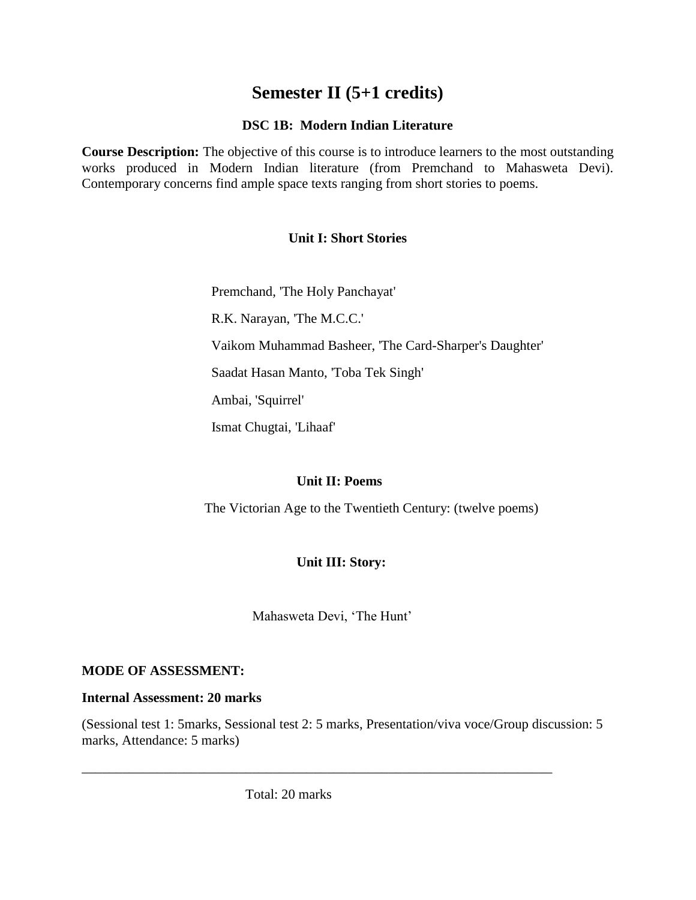# Semester II (5+1 credits)

### DSC 1B: Modern Indian Literature

**Course Description:** The objective of this course is to introduce learners to the most outstanding works produced in Modern Indian literature (from Premchand to Mahasweta Devi). Contemporary concerns find ample space texts ranging from short stories to poems.

### Unit I: Short Stories

Premchand, 'The Holy Panchayat'

R.K. Narayan, 'The M.C.C.'

Vaikom Muhammad Basheer, 'The Card-Sharper's Daughter'

Saadat Hasan Manto, 'Toba Tek Singh'

Ambai, 'Squirrel'

Ismat Chugtai, 'Lihaaf'

### Unit II: Poems

The Victorian Age to the Twentieth Century: (twelve poems)

### Unit III: Story:

Mahasweta Devi, 'The Hunt'

**MODE OF ASSESSMENT:**

**Internal Assessment: 20 marks**

(Sessional test 1: 5marks, Sessional test 2: 5 marks, Presentation/viva voce/Group discussion: 5 marks, Attendance: 5 marks)

---

Total: 20 marks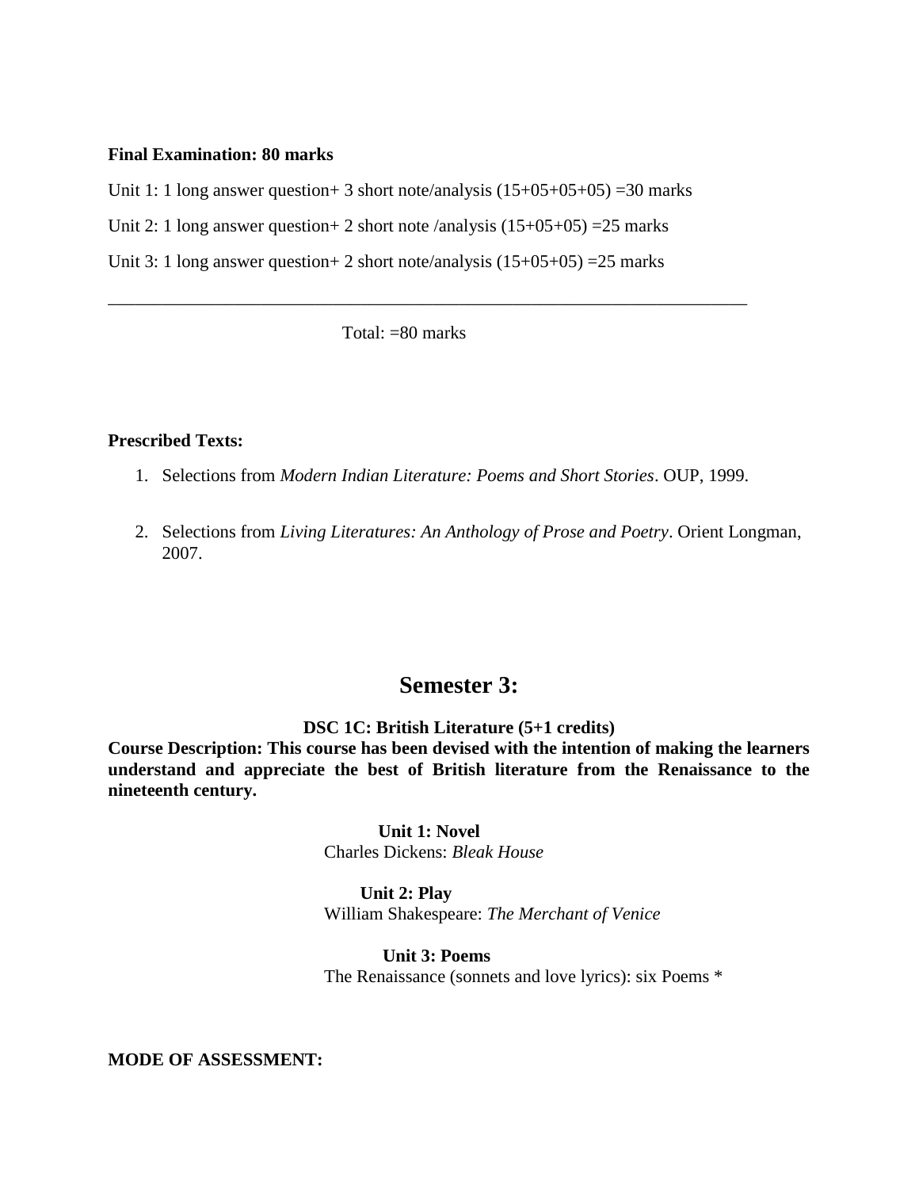**Final Examination: 80 marks**

Unit 1: 1 long answer question+ 3 short note/analysis (15+05+05+05) =30 marks

Unit 2: 1 long answer question+ 2 short note /analysis (15+05+05) =25 marks

Unit 3: 1 long answer question+ 2 short note/analysis (15+05+05) =25 marks

---

Total: =80 marks

**Prescribed Texts:**

1. Selections from *Modern Indian Literature: Poems and Short Stories*. OUP, 1999.

2. Selections from *Living Literatures: An Anthology of Prose and Poetry*. Orient Longman, 2007.

## Semester 3:

**DSC 1C: British Literature (5+1 credits)**

**Course Description: This course has been devised with the intention of making the learners understand and appreciate the best of British literature from the Renaissance to the nineteenth century.**

**Unit 1: Novel**
Charles Dickens: *Bleak House*

**Unit 2: Play**
William Shakespeare: *The Merchant of Venice*

**Unit 3: Poems**
The Renaissance (sonnets and love lyrics): six Poems *

**MODE OF ASSESSMENT:**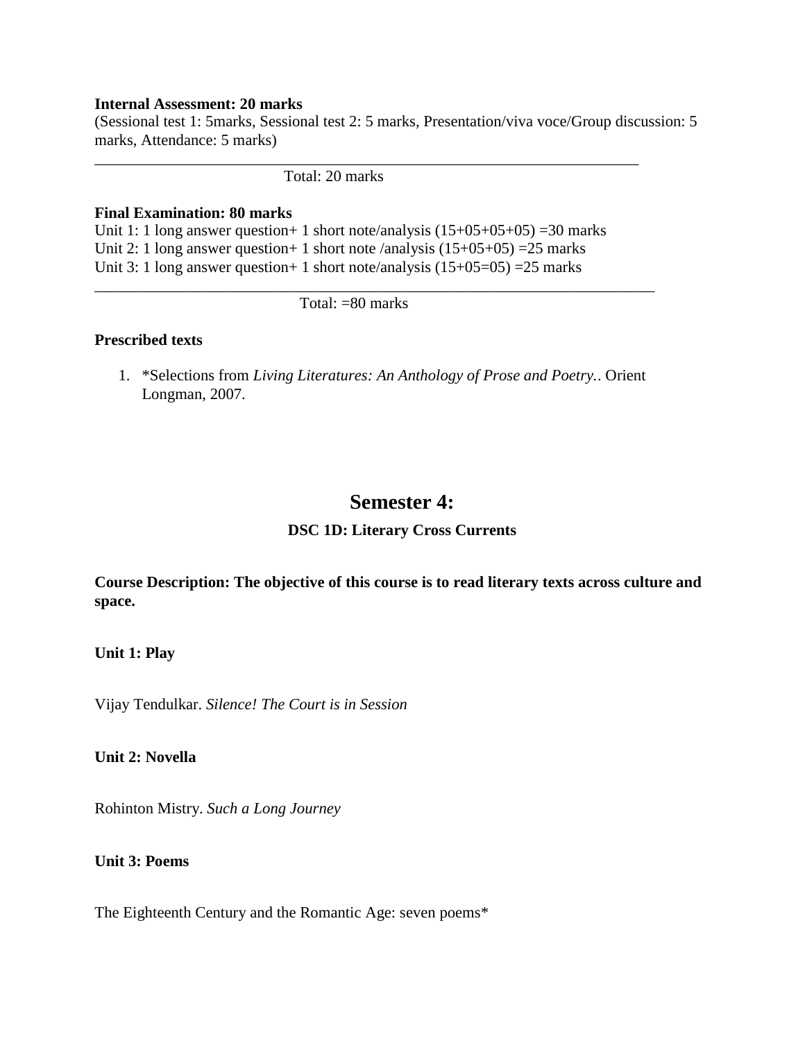**Internal Assessment: 20 marks**
(Sessional test 1: 5marks, Sessional test 2: 5 marks, Presentation/viva voce/Group discussion: 5 marks, Attendance: 5 marks)

---

Total: 20 marks

**Final Examination: 80 marks**
Unit 1: 1 long answer question+ 1 short note/analysis (15+05+05+05) =30 marks
Unit 2: 1 long answer question+ 1 short note /analysis (15+05+05) =25 marks
Unit 3: 1 long answer question+ 1 short note/analysis (15+05=05) =25 marks

---

Total: =80 marks

**Prescribed texts**

1. *Selections from *Living Literatures: An Anthology of Prose and Poetry.*. Orient Longman, 2007.

## Semester 4:

### DSC 1D: Literary Cross Currents

**Course Description: The objective of this course is to read literary texts across culture and space.**

**Unit 1: Play**

Vijay Tendulkar. *Silence! The Court is in Session*

**Unit 2: Novella**

Rohinton Mistry. *Such a Long Journey*

**Unit 3: Poems**

The Eighteenth Century and the Romantic Age: seven poems*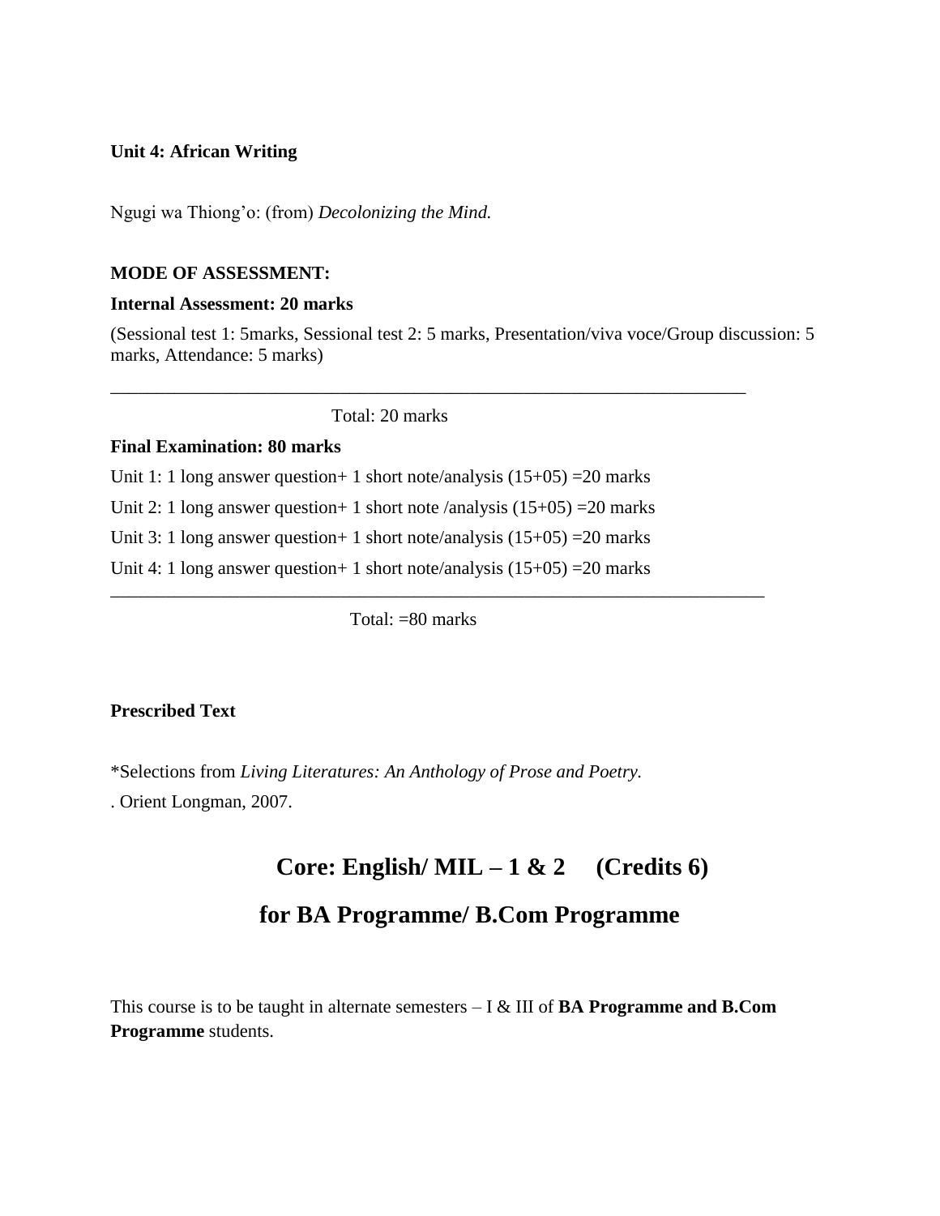**Unit 4: African Writing**

Ngugi wa Thiong'o: (from) *Decolonizing the Mind.*

**MODE OF ASSESSMENT:**

**Internal Assessment: 20 marks**

(Sessional test 1: 5marks, Sessional test 2: 5 marks, Presentation/viva voce/Group discussion: 5 marks, Attendance: 5 marks)

---

Total: 20 marks

**Final Examination: 80 marks**

Unit 1: 1 long answer question+ 1 short note/analysis (15+05) =20 marks

Unit 2: 1 long answer question+ 1 short note /analysis (15+05) =20 marks

Unit 3: 1 long answer question+ 1 short note/analysis (15+05) =20 marks

Unit 4: 1 long answer question+ 1 short note/analysis (15+05) =20 marks

---

Total: =80 marks

**Prescribed Text**

*Selections from *Living Literatures: An Anthology of Prose and Poetry.*

. Orient Longman, 2007.

## Core: English/ MIL – 1 & 2 (Credits 6)

## for BA Programme/ B.Com Programme

This course is to be taught in alternate semesters – I & III of **BA Programme and B.Com Programme** students.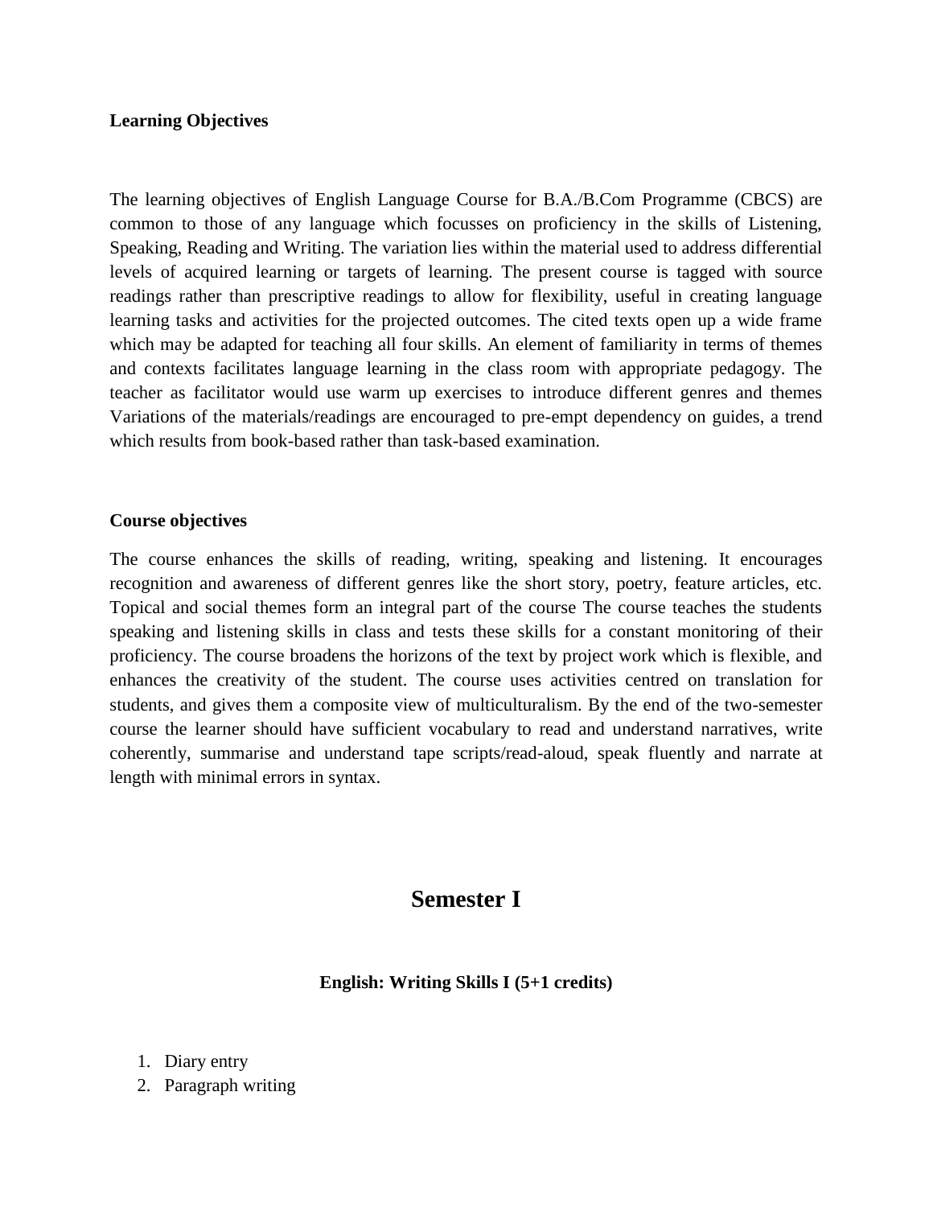**Learning Objectives**

The learning objectives of English Language Course for B.A./B.Com Programme (CBCS) are common to those of any language which focusses on proficiency in the skills of Listening, Speaking, Reading and Writing. The variation lies within the material used to address differential levels of acquired learning or targets of learning. The present course is tagged with source readings rather than prescriptive readings to allow for flexibility, useful in creating language learning tasks and activities for the projected outcomes. The cited texts open up a wide frame which may be adapted for teaching all four skills. An element of familiarity in terms of themes and contexts facilitates language learning in the class room with appropriate pedagogy. The teacher as facilitator would use warm up exercises to introduce different genres and themes Variations of the materials/readings are encouraged to pre-empt dependency on guides, a trend which results from book-based rather than task-based examination.

**Course objectives**

The course enhances the skills of reading, writing, speaking and listening. It encourages recognition and awareness of different genres like the short story, poetry, feature articles, etc. Topical and social themes form an integral part of the course The course teaches the students speaking and listening skills in class and tests these skills for a constant monitoring of their proficiency. The course broadens the horizons of the text by project work which is flexible, and enhances the creativity of the student. The course uses activities centred on translation for students, and gives them a composite view of multiculturalism. By the end of the two-semester course the learner should have sufficient vocabulary to read and understand narratives, write coherently, summarise and understand tape scripts/read-aloud, speak fluently and narrate at length with minimal errors in syntax.

# Semester I

### English: Writing Skills I (5+1 credits)

1. Diary entry
2. Paragraph writing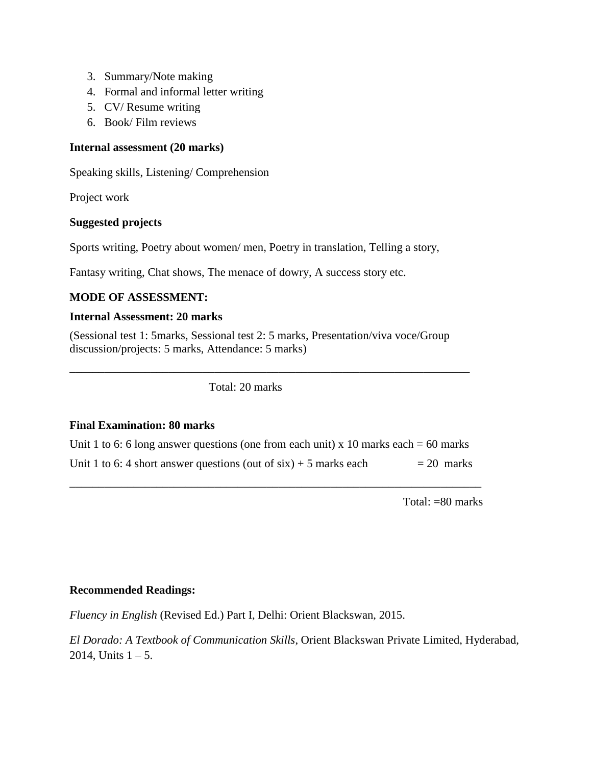3. Summary/Note making
4. Formal and informal letter writing
5. CV/ Resume writing
6. Book/ Film reviews

**Internal assessment (20 marks)**

Speaking skills, Listening/ Comprehension

Project work

**Suggested projects**

Sports writing, Poetry about women/ men, Poetry in translation, Telling a story,

Fantasy writing, Chat shows, The menace of dowry, A success story etc.

**MODE OF ASSESSMENT:**

**Internal Assessment: 20 marks**

(Sessional test 1: 5marks, Sessional test 2: 5 marks, Presentation/viva voce/Group discussion/projects: 5 marks, Attendance: 5 marks)

___

Total: 20 marks

**Final Examination: 80 marks**

Unit 1 to 6: 6 long answer questions (one from each unit) x 10 marks each = 60 marks

Unit 1 to 6: 4 short answer questions (out of six) + 5 marks each = 20 marks

___

Total: =80 marks

**Recommended Readings:**

*Fluency in English* (Revised Ed.) Part I, Delhi: Orient Blackswan, 2015.

*El Dorado: A Textbook of Communication Skills*, Orient Blackswan Private Limited, Hyderabad, 2014, Units 1 – 5.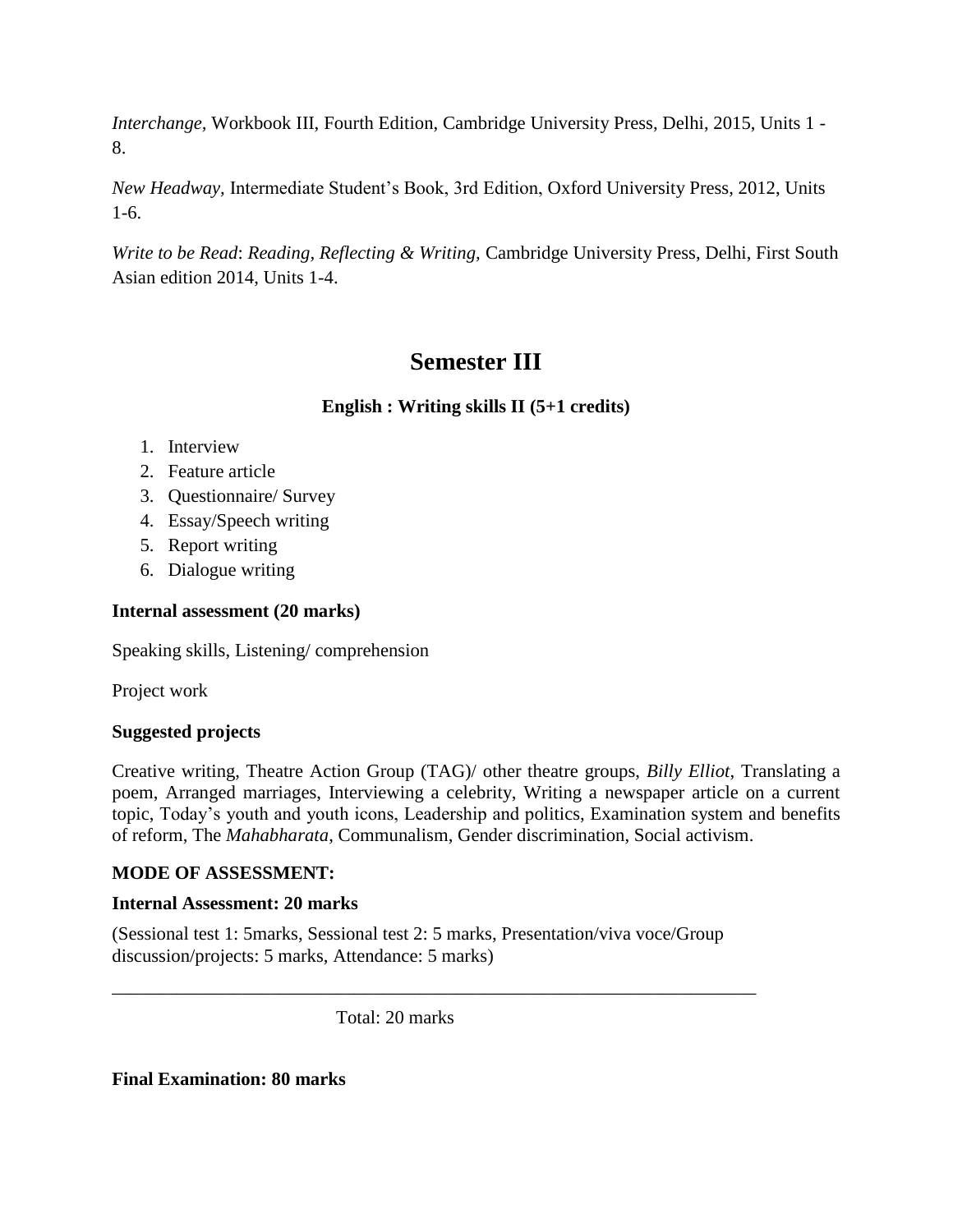*Interchange,* Workbook III, Fourth Edition, Cambridge University Press, Delhi, 2015, Units 1 - 8.

*New Headway,* Intermediate Student's Book, 3rd Edition, Oxford University Press, 2012, Units 1-6.

*Write to be Read*: *Reading, Reflecting & Writing,* Cambridge University Press, Delhi, First South Asian edition 2014, Units 1-4.

# Semester III

### English : Writing skills II (5+1 credits)

1. Interview
2. Feature article
3. Questionnaire/ Survey
4. Essay/Speech writing
5. Report writing
6. Dialogue writing

**Internal assessment (20 marks)**

Speaking skills, Listening/ comprehension

Project work

**Suggested projects**

Creative writing, Theatre Action Group (TAG)/ other theatre groups, *Billy Elliot*, Translating a poem, Arranged marriages, Interviewing a celebrity, Writing a newspaper article on a current topic, Today's youth and youth icons, Leadership and politics, Examination system and benefits of reform, The *Mahabharata*, Communalism, Gender discrimination, Social activism.

**MODE OF ASSESSMENT:**

**Internal Assessment: 20 marks**

(Sessional test 1: 5marks, Sessional test 2: 5 marks, Presentation/viva voce/Group discussion/projects: 5 marks, Attendance: 5 marks)

---

Total: 20 marks

**Final Examination: 80 marks**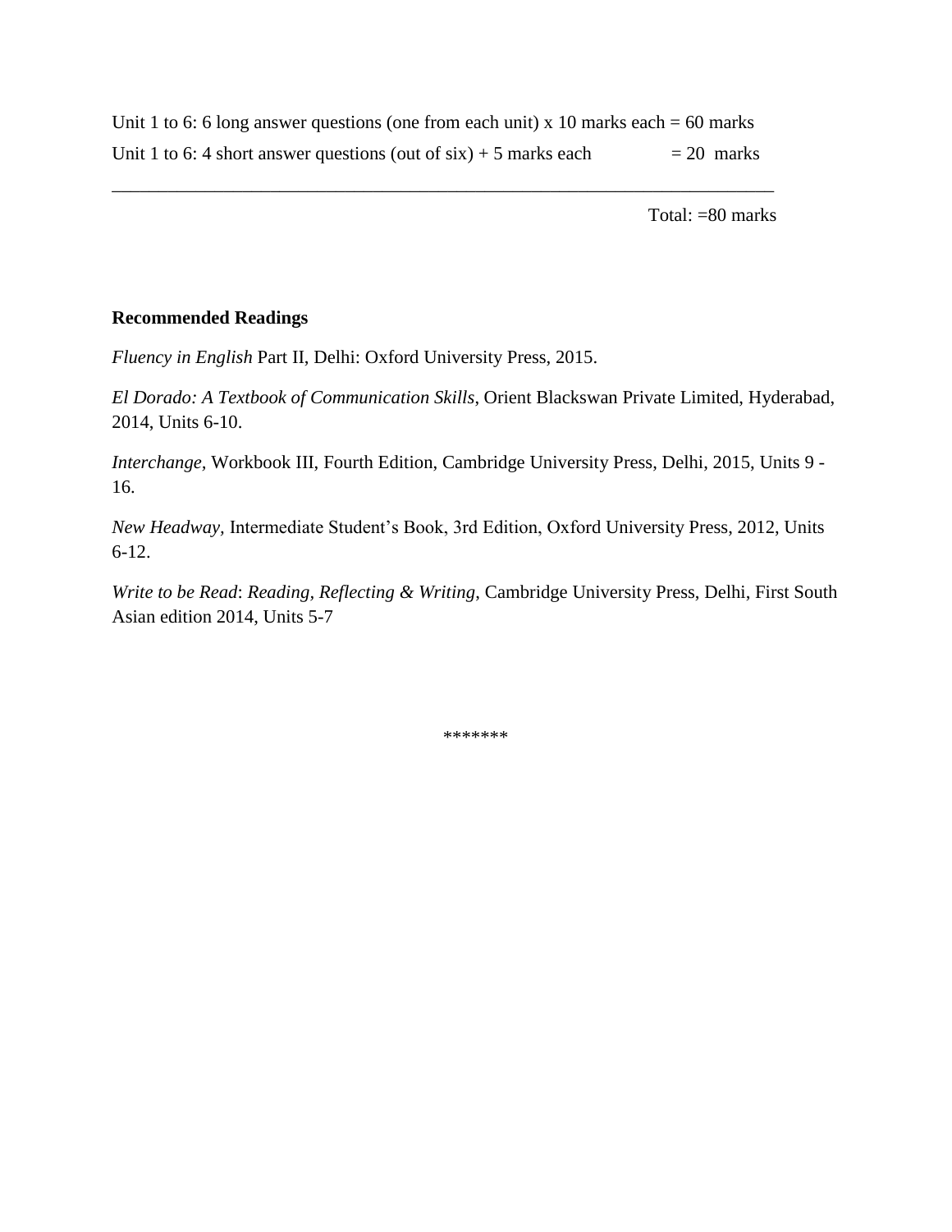Unit 1 to 6: 6 long answer questions (one from each unit) x 10 marks each = 60 marks

Unit 1 to 6: 4 short answer questions (out of six) + 5 marks each = 20 marks

---

Total: =80 marks

**Recommended Readings**

*Fluency in English* Part II, Delhi: Oxford University Press, 2015.

*El Dorado: A Textbook of Communication Skills*, Orient Blackswan Private Limited, Hyderabad, 2014, Units 6-10.

*Interchange,* Workbook III, Fourth Edition, Cambridge University Press, Delhi, 2015, Units 9 - 16.

*New Headway,* Intermediate Student's Book, 3rd Edition, Oxford University Press, 2012, Units 6-12.

*Write to be Read*: *Reading, Reflecting & Writing,* Cambridge University Press, Delhi, First South Asian edition 2014, Units 5-7

*******